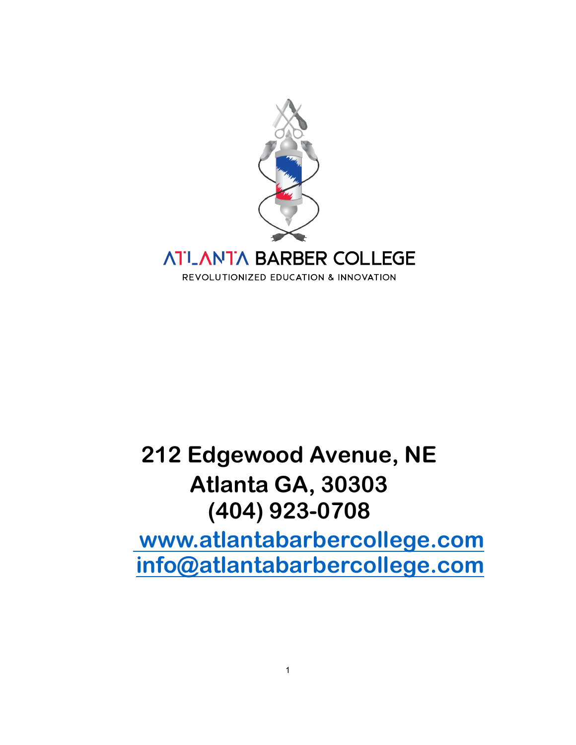ATLANTA BARBER COLLEGE

REVOLUTIONIZED EDUCATION & INNOVATION

**212 Edgewood Avenue, NE**
**Atlanta GA, 30303**
**(404) 923-0708**

**www.atlantabarbercollege.com**
**info@atlantabarbercollege.com**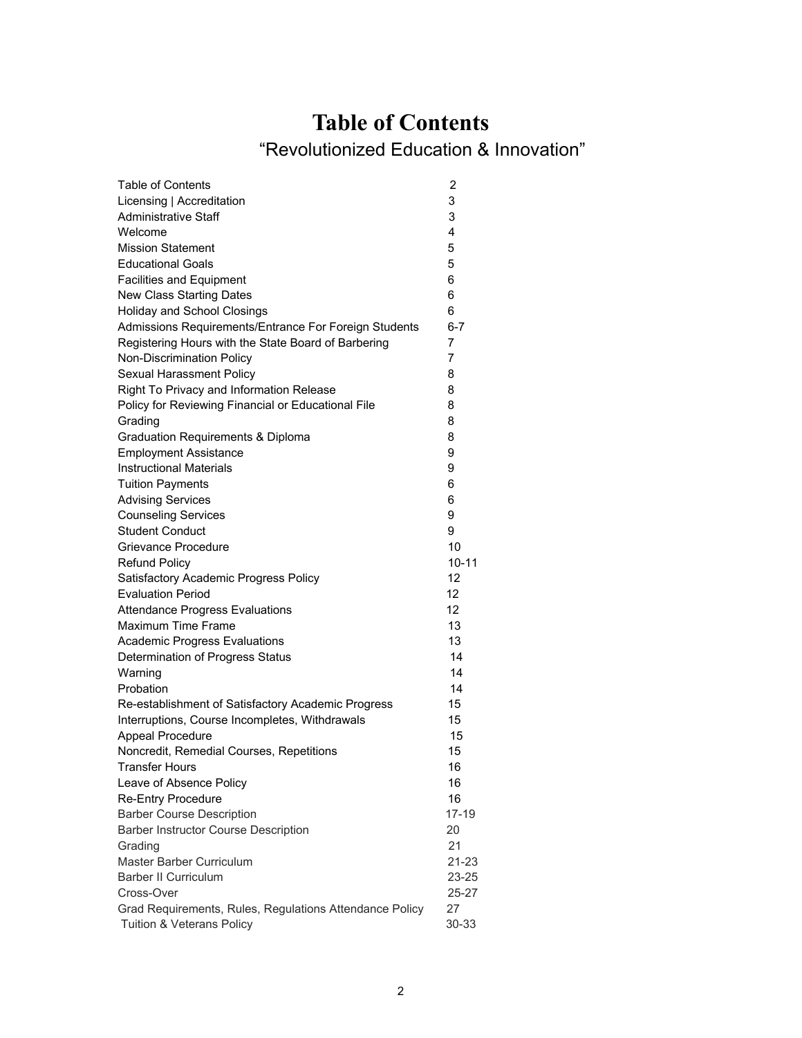# Table of Contents

## "Revolutionized Education & Innovation"

| | |
|---|---|
| Table of Contents | 2 |
| Licensing \| Accreditation | 3 |
| Administrative Staff | 3 |
| Welcome | 4 |
| Mission Statement | 5 |
| Educational Goals | 5 |
| Facilities and Equipment | 6 |
| New Class Starting Dates | 6 |
| Holiday and School Closings | 6 |
| Admissions Requirements/Entrance For Foreign Students | 6-7 |
| Registering Hours with the State Board of Barbering | 7 |
| Non-Discrimination Policy | 7 |
| Sexual Harassment Policy | 8 |
| Right To Privacy and Information Release | 8 |
| Policy for Reviewing Financial or Educational File | 8 |
| Grading | 8 |
| Graduation Requirements & Diploma | 8 |
| Employment Assistance | 9 |
| Instructional Materials | 9 |
| Tuition Payments | 6 |
| Advising Services | 6 |
| Counseling Services | 9 |
| Student Conduct | 9 |
| Grievance Procedure | 10 |
| Refund Policy | 10-11 |
| Satisfactory Academic Progress Policy | 12 |
| Evaluation Period | 12 |
| Attendance Progress Evaluations | 12 |
| Maximum Time Frame | 13 |
| Academic Progress Evaluations | 13 |
| Determination of Progress Status | 14 |
| Warning | 14 |
| Probation | 14 |
| Re-establishment of Satisfactory Academic Progress | 15 |
| Interruptions, Course Incompletes, Withdrawals | 15 |
| Appeal Procedure | 15 |
| Noncredit, Remedial Courses, Repetitions | 15 |
| Transfer Hours | 16 |
| Leave of Absence Policy | 16 |
| Re-Entry Procedure | 16 |
| Barber Course Description | 17-19 |
| Barber Instructor Course Description | 20 |
| Grading | 21 |
| Master Barber Curriculum | 21-23 |
| Barber II Curriculum | 23-25 |
| Cross-Over | 25-27 |
| Grad Requirements, Rules, Regulations Attendance Policy | 27 |
| Tuition & Veterans Policy | 30-33 |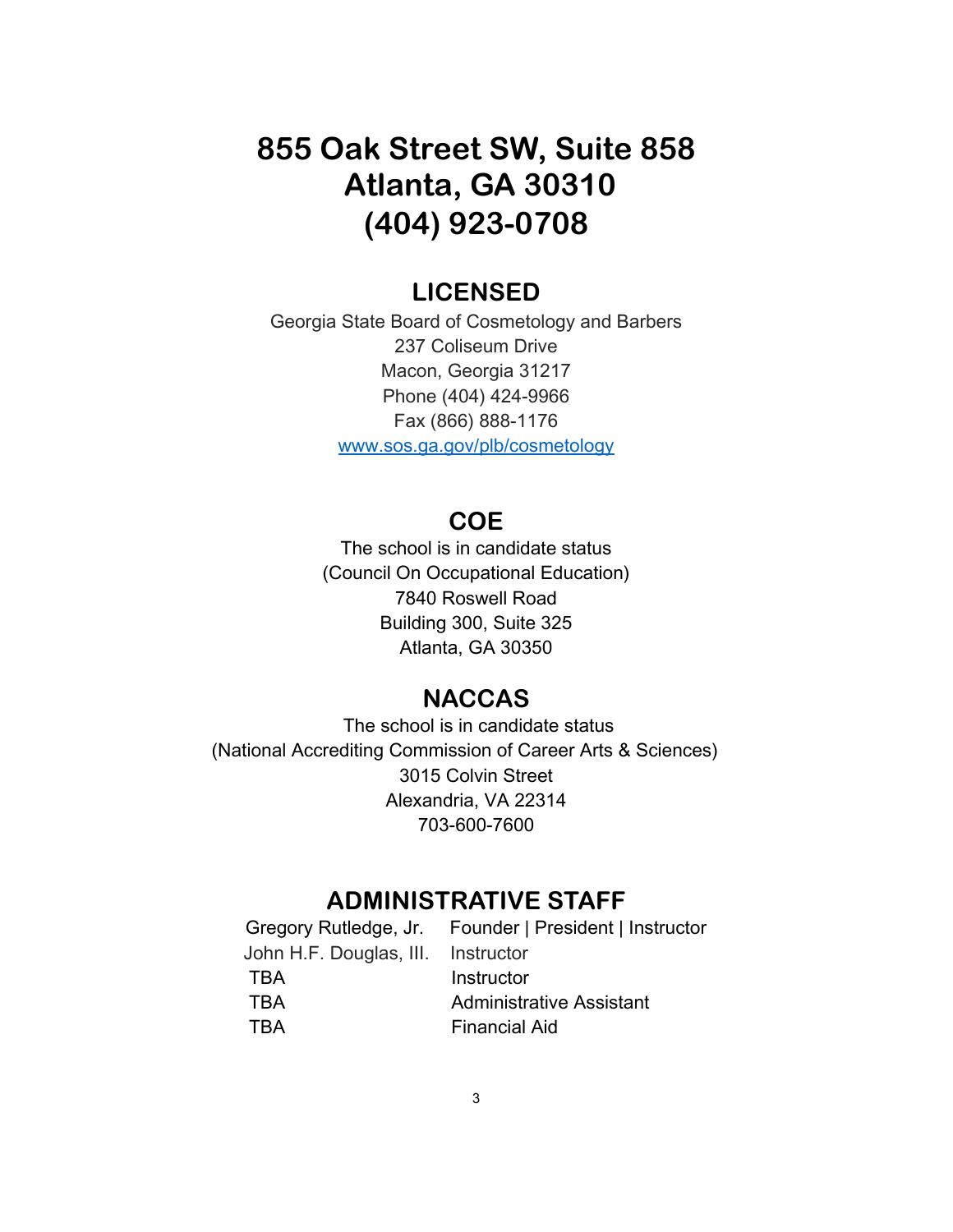# 855 Oak Street SW, Suite 858
# Atlanta, GA 30310
# (404) 923-0708

## LICENSED

Georgia State Board of Cosmetology and Barbers
237 Coliseum Drive
Macon, Georgia 31217
Phone (404) 424-9966
Fax (866) 888-1176
[www.sos.ga.gov/plb/cosmetology](http://www.sos.ga.gov/plb/cosmetology)

## COE

The school is in candidate status
(Council On Occupational Education)
7840 Roswell Road
Building 300, Suite 325
Atlanta, GA 30350

## NACCAS

The school is in candidate status
(National Accrediting Commission of Career Arts & Sciences)
3015 Colvin Street
Alexandria, VA 22314
703-600-7600

## ADMINISTRATIVE STAFF

| | |
|---|---|
| Gregory Rutledge, Jr. | Founder \| President \| Instructor |
| John H.F. Douglas, III. | Instructor |
| TBA | Instructor |
| TBA | Administrative Assistant |
| TBA | Financial Aid |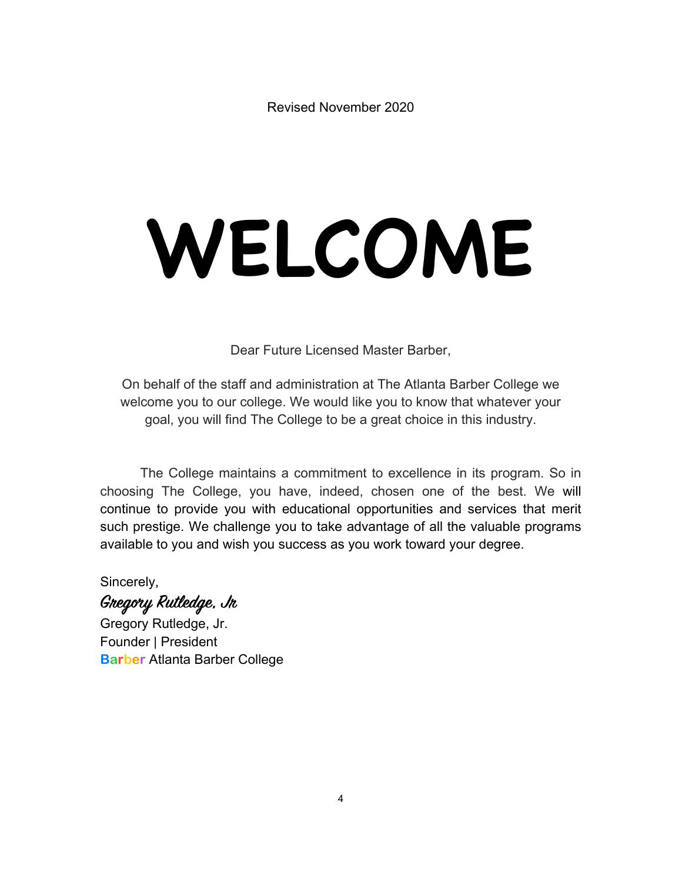Revised November 2020

# WELCOME

Dear Future Licensed Master Barber,

On behalf of the staff and administration at The Atlanta Barber College we welcome you to our college. We would like you to know that whatever your goal, you will find The College to be a great choice in this industry.

The College maintains a commitment to excellence in its program. So in choosing The College, you have, indeed, chosen one of the best. We will continue to provide you with educational opportunities and services that merit such prestige. We challenge you to take advantage of all the valuable programs available to you and wish you success as you work toward your degree.

Sincerely,

*Gregory Rutledge, Jr*

Gregory Rutledge, Jr.
Founder | President
Barber Atlanta Barber College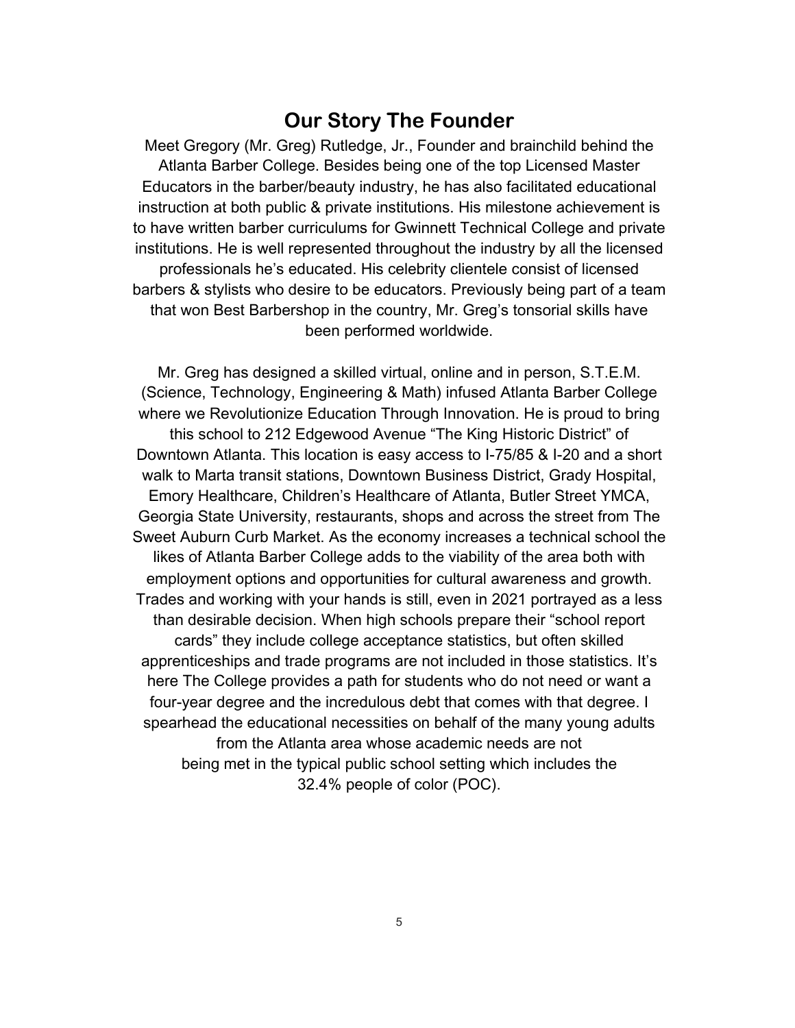## Our Story The Founder

Meet Gregory (Mr. Greg) Rutledge, Jr., Founder and brainchild behind the Atlanta Barber College. Besides being one of the top Licensed Master Educators in the barber/beauty industry, he has also facilitated educational instruction at both public & private institutions. His milestone achievement is to have written barber curriculums for Gwinnett Technical College and private institutions. He is well represented throughout the industry by all the licensed professionals he's educated. His celebrity clientele consist of licensed barbers & stylists who desire to be educators. Previously being part of a team that won Best Barbershop in the country, Mr. Greg's tonsorial skills have been performed worldwide.

Mr. Greg has designed a skilled virtual, online and in person, S.T.E.M. (Science, Technology, Engineering & Math) infused Atlanta Barber College where we Revolutionize Education Through Innovation. He is proud to bring this school to 212 Edgewood Avenue "The King Historic District" of Downtown Atlanta. This location is easy access to I-75/85 & I-20 and a short walk to Marta transit stations, Downtown Business District, Grady Hospital, Emory Healthcare, Children's Healthcare of Atlanta, Butler Street YMCA, Georgia State University, restaurants, shops and across the street from The Sweet Auburn Curb Market. As the economy increases a technical school the likes of Atlanta Barber College adds to the viability of the area both with employment options and opportunities for cultural awareness and growth. Trades and working with your hands is still, even in 2021 portrayed as a less than desirable decision. When high schools prepare their "school report cards" they include college acceptance statistics, but often skilled apprenticeships and trade programs are not included in those statistics. It's here The College provides a path for students who do not need or want a four-year degree and the incredulous debt that comes with that degree. I spearhead the educational necessities on behalf of the many young adults from the Atlanta area whose academic needs are not being met in the typical public school setting which includes the 32.4% people of color (POC).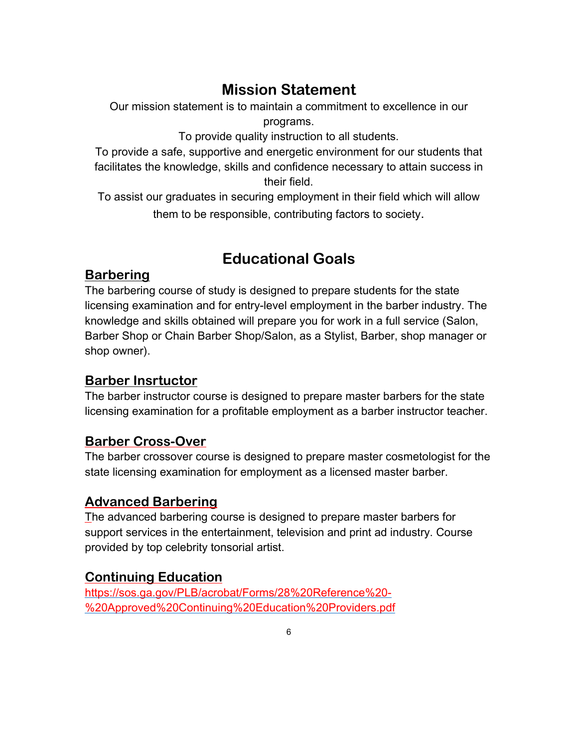# Mission Statement

Our mission statement is to maintain a commitment to excellence in our programs.

To provide quality instruction to all students.

To provide a safe, supportive and energetic environment for our students that facilitates the knowledge, skills and confidence necessary to attain success in their field.

To assist our graduates in securing employment in their field which will allow them to be responsible, contributing factors to society.

# Educational Goals

## Barbering

The barbering course of study is designed to prepare students for the state licensing examination and for entry-level employment in the barber industry. The knowledge and skills obtained will prepare you for work in a full service (Salon, Barber Shop or Chain Barber Shop/Salon, as a Stylist, Barber, shop manager or shop owner).

## Barber Insrtuctor

The barber instructor course is designed to prepare master barbers for the state licensing examination for a profitable employment as a barber instructor teacher.

## Barber Cross-Over

The barber crossover course is designed to prepare master cosmetologist for the state licensing examination for employment as a licensed master barber.

## Advanced Barbering

The advanced barbering course is designed to prepare master barbers for support services in the entertainment, television and print ad industry. Course provided by top celebrity tonsorial artist.

## Continuing Education

https://sos.ga.gov/PLB/acrobat/Forms/28%20Reference%20-%20Approved%20Continuing%20Education%20Providers.pdf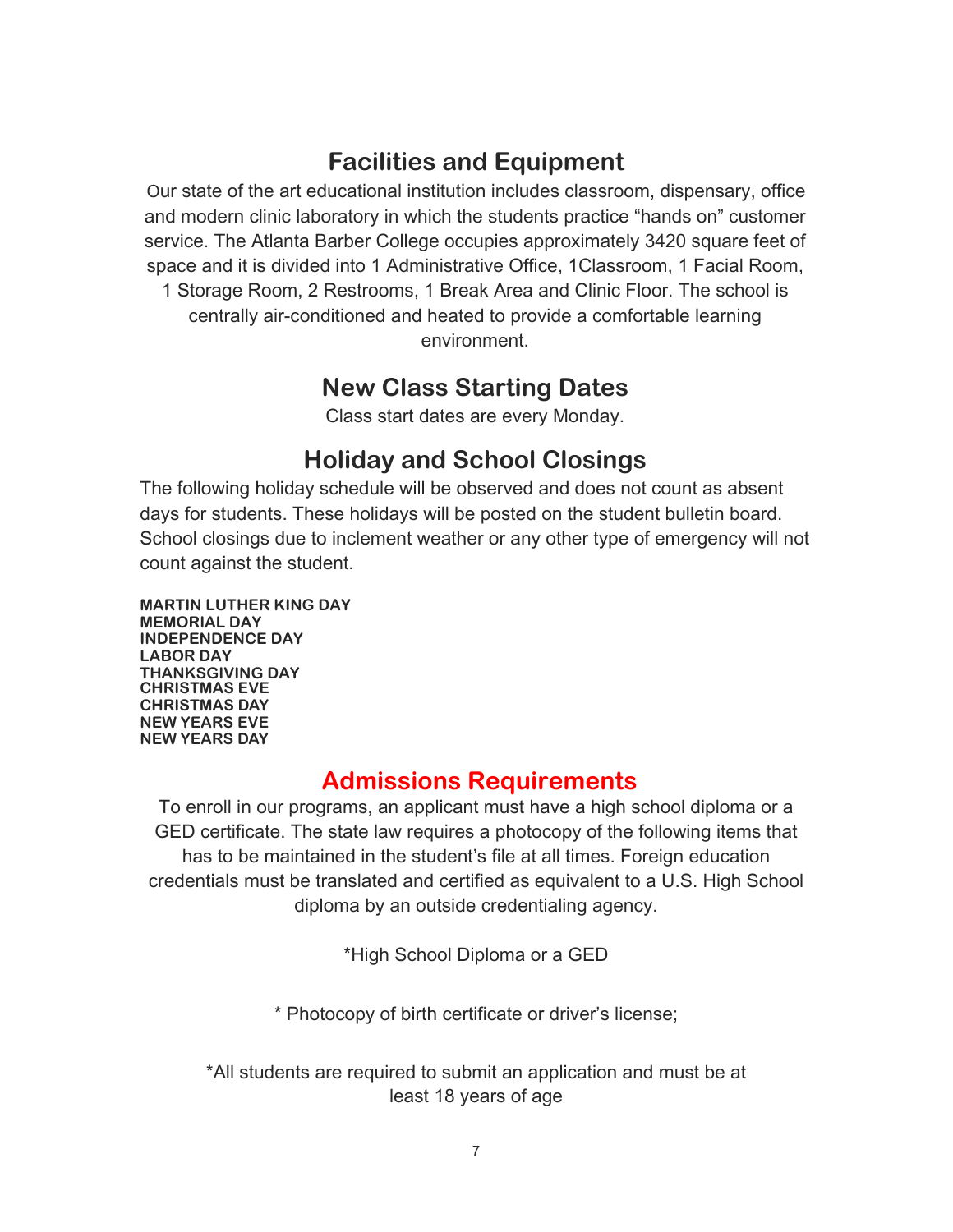## Facilities and Equipment

Our state of the art educational institution includes classroom, dispensary, office and modern clinic laboratory in which the students practice "hands on" customer service. The Atlanta Barber College occupies approximately 3420 square feet of space and it is divided into 1 Administrative Office, 1Classroom, 1 Facial Room, 1 Storage Room, 2 Restrooms, 1 Break Area and Clinic Floor. The school is centrally air-conditioned and heated to provide a comfortable learning environment.

## New Class Starting Dates

Class start dates are every Monday.

## Holiday and School Closings

The following holiday schedule will be observed and does not count as absent days for students. These holidays will be posted on the student bulletin board. School closings due to inclement weather or any other type of emergency will not count against the student.

**MARTIN LUTHER KING DAY**
**MEMORIAL DAY**
**INDEPENDENCE DAY**
**LABOR DAY**
**THANKSGIVING DAY**
**CHRISTMAS EVE**
**CHRISTMAS DAY**
**NEW YEARS EVE**
**NEW YEARS DAY**

## Admissions Requirements

To enroll in our programs, an applicant must have a high school diploma or a GED certificate. The state law requires a photocopy of the following items that has to be maintained in the student's file at all times. Foreign education credentials must be translated and certified as equivalent to a U.S. High School diploma by an outside credentialing agency.

*High School Diploma or a GED

* Photocopy of birth certificate or driver's license;

*All students are required to submit an application and must be at least 18 years of age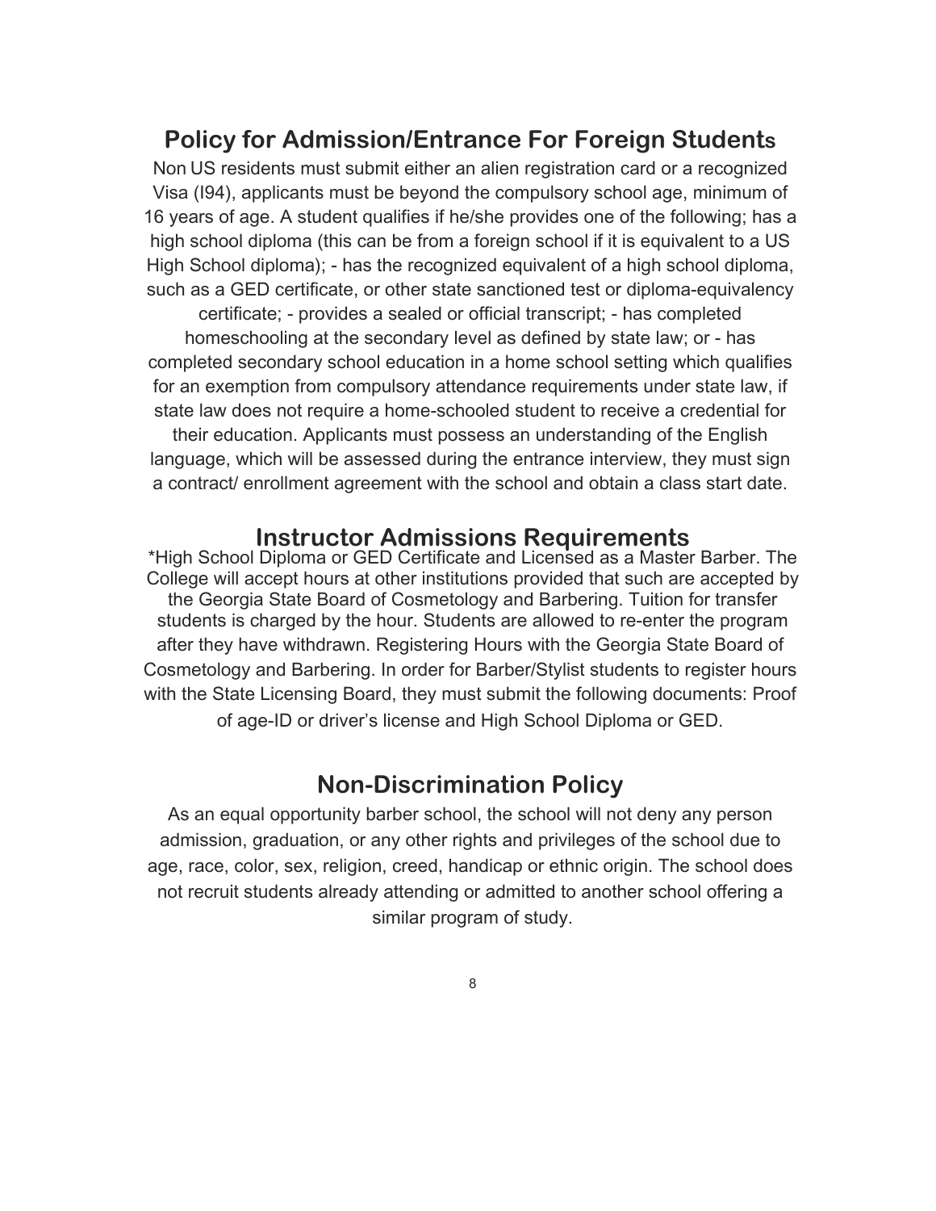## Policy for Admission/Entrance For Foreign Students

Non US residents must submit either an alien registration card or a recognized Visa (I94), applicants must be beyond the compulsory school age, minimum of 16 years of age. A student qualifies if he/she provides one of the following; has a high school diploma (this can be from a foreign school if it is equivalent to a US High School diploma); - has the recognized equivalent of a high school diploma, such as a GED certificate, or other state sanctioned test or diploma-equivalency certificate; - provides a sealed or official transcript; - has completed homeschooling at the secondary level as defined by state law; or - has completed secondary school education in a home school setting which qualifies for an exemption from compulsory attendance requirements under state law, if state law does not require a home-schooled student to receive a credential for their education. Applicants must possess an understanding of the English language, which will be assessed during the entrance interview, they must sign a contract/ enrollment agreement with the school and obtain a class start date.

## Instructor Admissions Requirements

*High School Diploma or GED Certificate and Licensed as a Master Barber. The College will accept hours at other institutions provided that such are accepted by the Georgia State Board of Cosmetology and Barbering. Tuition for transfer students is charged by the hour. Students are allowed to re-enter the program after they have withdrawn. Registering Hours with the Georgia State Board of Cosmetology and Barbering. In order for Barber/Stylist students to register hours with the State Licensing Board, they must submit the following documents: Proof of age-ID or driver's license and High School Diploma or GED.

## Non-Discrimination Policy

As an equal opportunity barber school, the school will not deny any person admission, graduation, or any other rights and privileges of the school due to age, race, color, sex, religion, creed, handicap or ethnic origin. The school does not recruit students already attending or admitted to another school offering a similar program of study.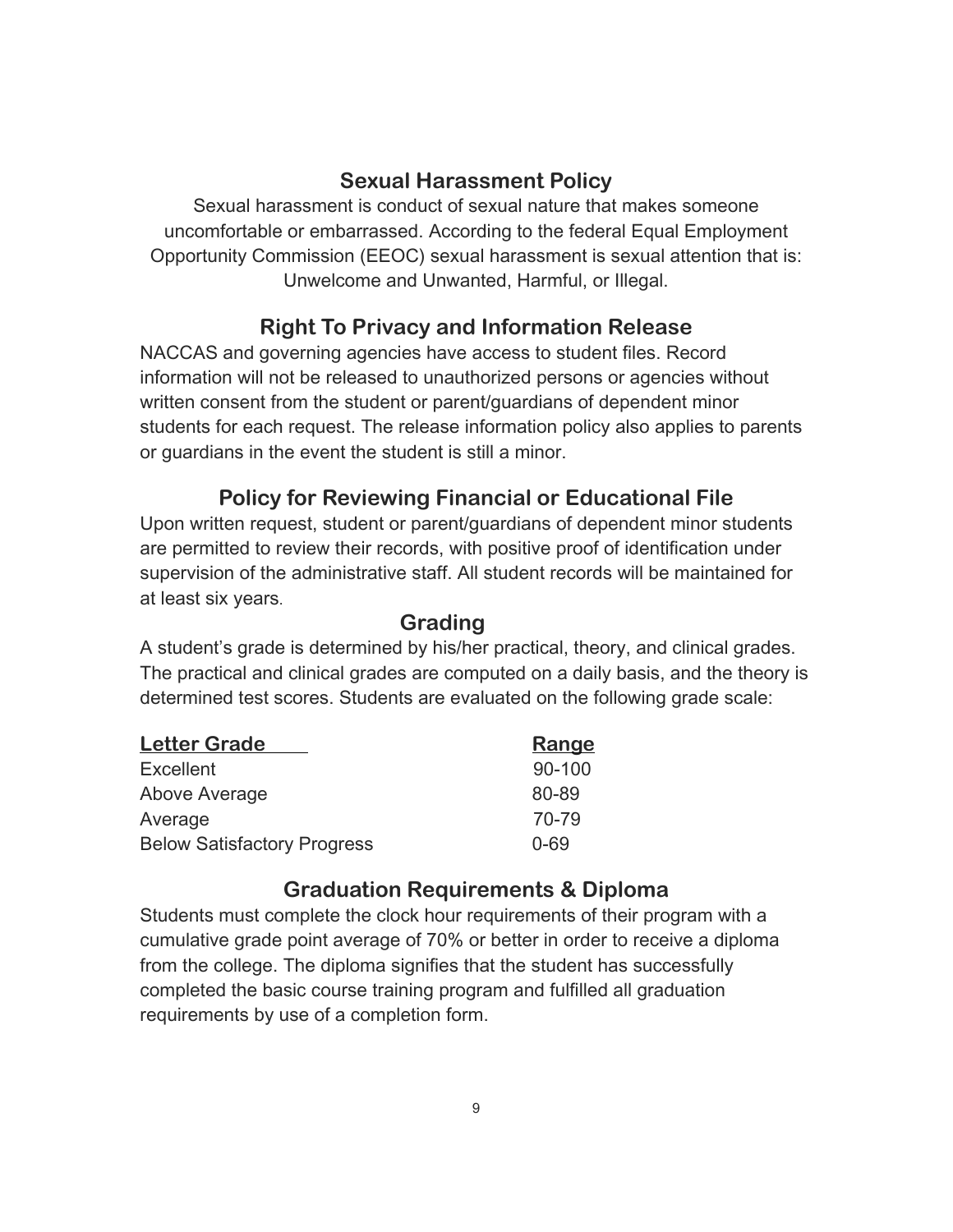## Sexual Harassment Policy

Sexual harassment is conduct of sexual nature that makes someone uncomfortable or embarrassed. According to the federal Equal Employment Opportunity Commission (EEOC) sexual harassment is sexual attention that is: Unwelcome and Unwanted, Harmful, or Illegal.

## Right To Privacy and Information Release

NACCAS and governing agencies have access to student files. Record information will not be released to unauthorized persons or agencies without written consent from the student or parent/guardians of dependent minor students for each request. The release information policy also applies to parents or guardians in the event the student is still a minor.

## Policy for Reviewing Financial or Educational File

Upon written request, student or parent/guardians of dependent minor students are permitted to review their records, with positive proof of identification under supervision of the administrative staff. All student records will be maintained for at least six years.

## Grading

A student's grade is determined by his/her practical, theory, and clinical grades. The practical and clinical grades are computed on a daily basis, and the theory is determined test scores. Students are evaluated on the following grade scale:

| Letter Grade | Range |
|---|---|
| Excellent | 90-100 |
| Above Average | 80-89 |
| Average | 70-79 |
| Below Satisfactory Progress | 0-69 |

## Graduation Requirements & Diploma

Students must complete the clock hour requirements of their program with a cumulative grade point average of 70% or better in order to receive a diploma from the college. The diploma signifies that the student has successfully completed the basic course training program and fulfilled all graduation requirements by use of a completion form.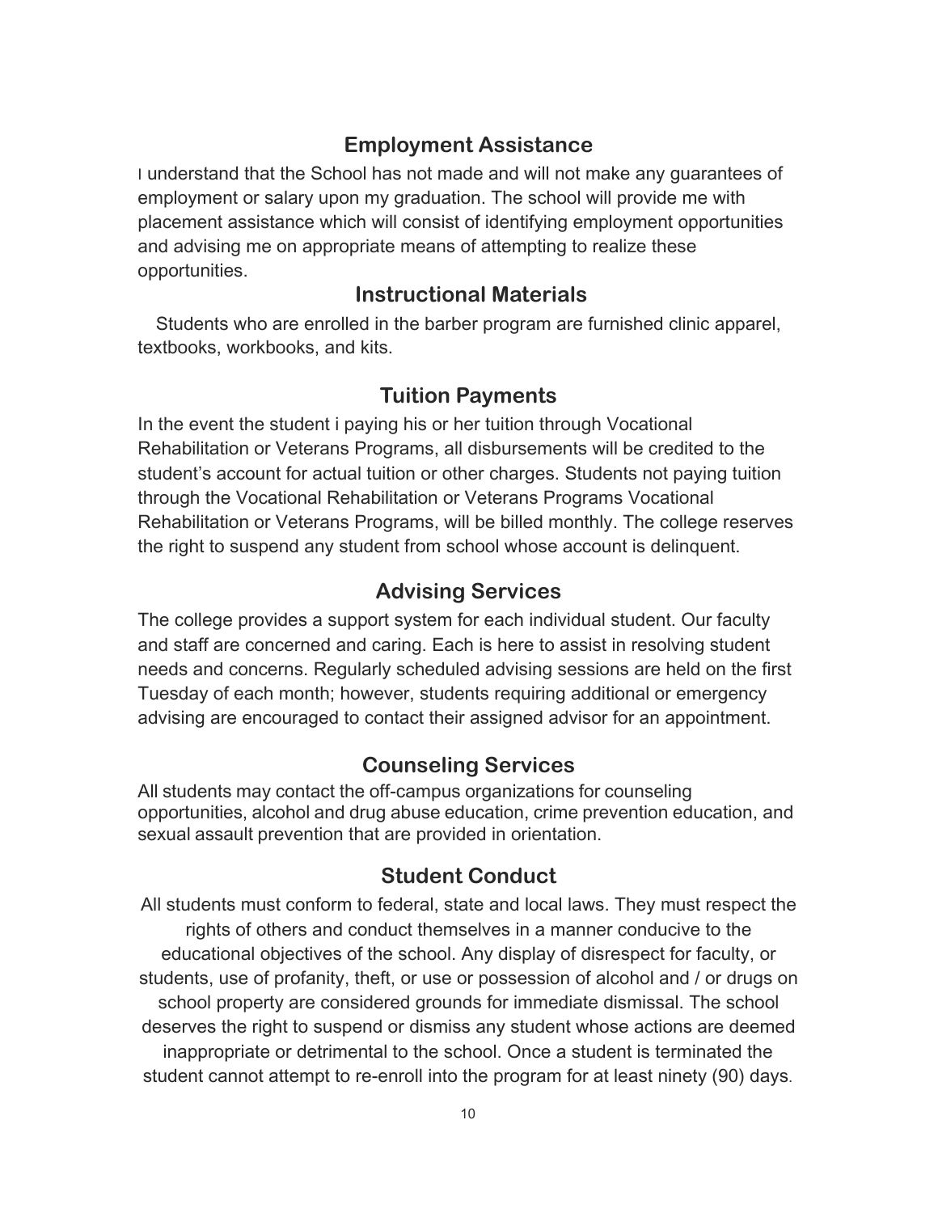## Employment Assistance

I understand that the School has not made and will not make any guarantees of employment or salary upon my graduation. The school will provide me with placement assistance which will consist of identifying employment opportunities and advising me on appropriate means of attempting to realize these opportunities.

## Instructional Materials

Students who are enrolled in the barber program are furnished clinic apparel, textbooks, workbooks, and kits.

## Tuition Payments

In the event the student i paying his or her tuition through Vocational Rehabilitation or Veterans Programs, all disbursements will be credited to the student's account for actual tuition or other charges. Students not paying tuition through the Vocational Rehabilitation or Veterans Programs Vocational Rehabilitation or Veterans Programs, will be billed monthly. The college reserves the right to suspend any student from school whose account is delinquent.

## Advising Services

The college provides a support system for each individual student. Our faculty and staff are concerned and caring. Each is here to assist in resolving student needs and concerns. Regularly scheduled advising sessions are held on the first Tuesday of each month; however, students requiring additional or emergency advising are encouraged to contact their assigned advisor for an appointment.

## Counseling Services

All students may contact the off-campus organizations for counseling opportunities, alcohol and drug abuse education, crime prevention education, and sexual assault prevention that are provided in orientation.

## Student Conduct

All students must conform to federal, state and local laws. They must respect the rights of others and conduct themselves in a manner conducive to the educational objectives of the school. Any display of disrespect for faculty, or students, use of profanity, theft, or use or possession of alcohol and / or drugs on school property are considered grounds for immediate dismissal. The school deserves the right to suspend or dismiss any student whose actions are deemed inappropriate or detrimental to the school. Once a student is terminated the student cannot attempt to re-enroll into the program for at least ninety (90) days.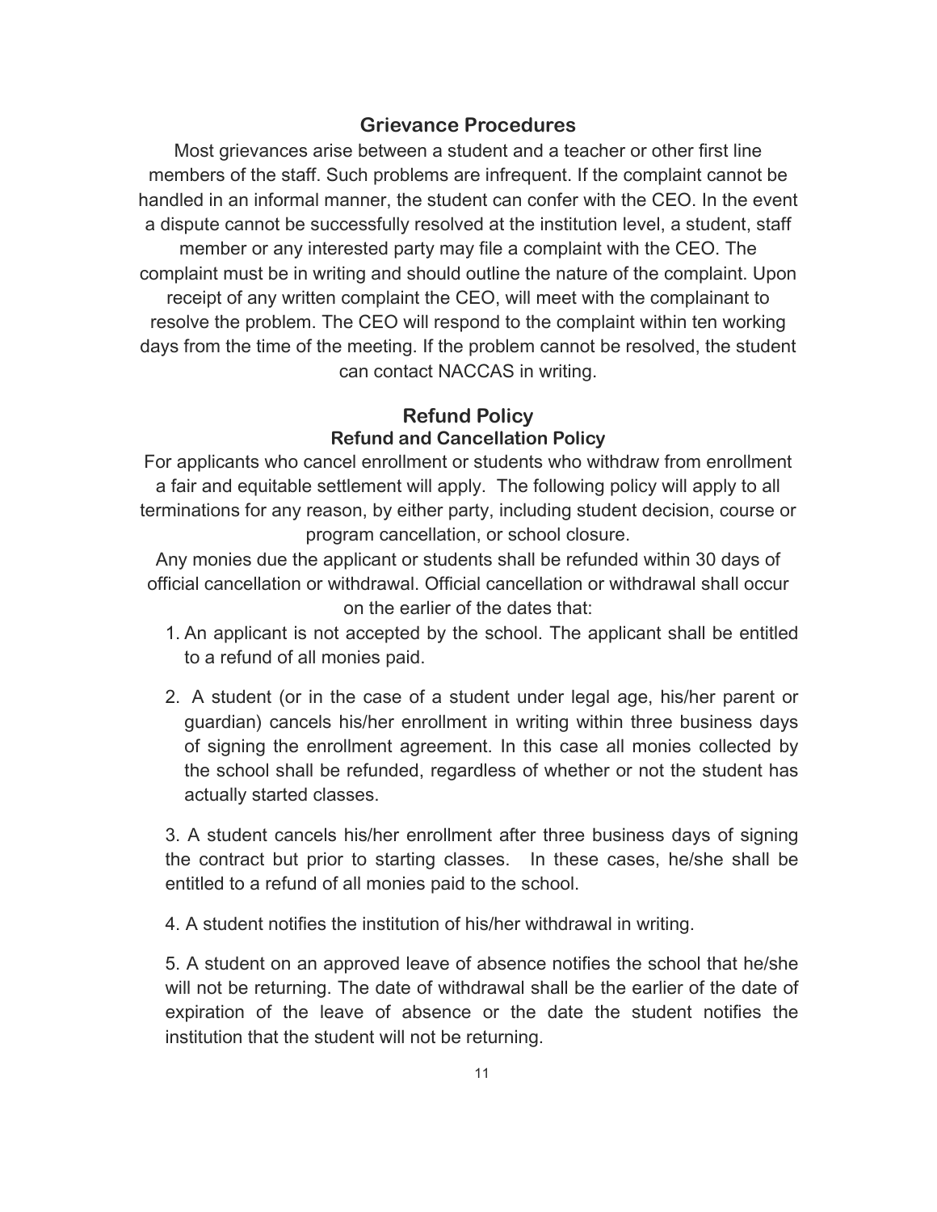## Grievance Procedures

Most grievances arise between a student and a teacher or other first line members of the staff. Such problems are infrequent. If the complaint cannot be handled in an informal manner, the student can confer with the CEO. In the event a dispute cannot be successfully resolved at the institution level, a student, staff member or any interested party may file a complaint with the CEO. The complaint must be in writing and should outline the nature of the complaint. Upon receipt of any written complaint the CEO, will meet with the complainant to resolve the problem. The CEO will respond to the complaint within ten working days from the time of the meeting. If the problem cannot be resolved, the student can contact NACCAS in writing.

## Refund Policy

### Refund and Cancellation Policy

For applicants who cancel enrollment or students who withdraw from enrollment a fair and equitable settlement will apply. The following policy will apply to all terminations for any reason, by either party, including student decision, course or program cancellation, or school closure.

Any monies due the applicant or students shall be refunded within 30 days of official cancellation or withdrawal. Official cancellation or withdrawal shall occur on the earlier of the dates that:

1. An applicant is not accepted by the school. The applicant shall be entitled to a refund of all monies paid.
2. A student (or in the case of a student under legal age, his/her parent or guardian) cancels his/her enrollment in writing within three business days of signing the enrollment agreement. In this case all monies collected by the school shall be refunded, regardless of whether or not the student has actually started classes.
3. A student cancels his/her enrollment after three business days of signing the contract but prior to starting classes. In these cases, he/she shall be entitled to a refund of all monies paid to the school.
4. A student notifies the institution of his/her withdrawal in writing.
5. A student on an approved leave of absence notifies the school that he/she will not be returning. The date of withdrawal shall be the earlier of the date of expiration of the leave of absence or the date the student notifies the institution that the student will not be returning.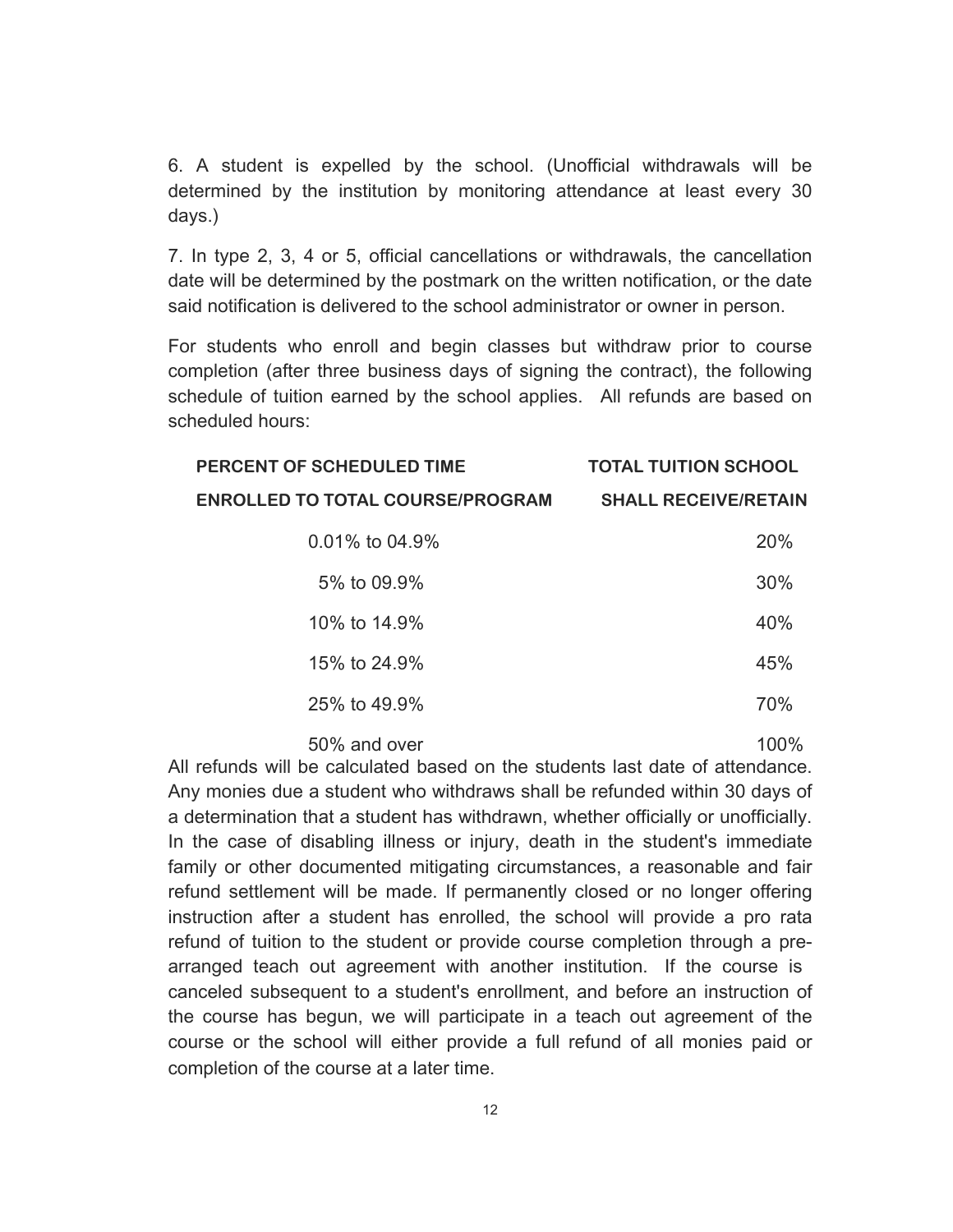6. A student is expelled by the school. (Unofficial withdrawals will be determined by the institution by monitoring attendance at least every 30 days.)

7. In type 2, 3, 4 or 5, official cancellations or withdrawals, the cancellation date will be determined by the postmark on the written notification, or the date said notification is delivered to the school administrator or owner in person.

For students who enroll and begin classes but withdraw prior to course completion (after three business days of signing the contract), the following schedule of tuition earned by the school applies. All refunds are based on scheduled hours:

| PERCENT OF SCHEDULED TIME ENROLLED TO TOTAL COURSE/PROGRAM | TOTAL TUITION SCHOOL SHALL RECEIVE/RETAIN |
|---|---|
| 0.01% to 04.9% | 20% |
| 5% to 09.9% | 30% |
| 10% to 14.9% | 40% |
| 15% to 24.9% | 45% |
| 25% to 49.9% | 70% |
| 50% and over | 100% |

All refunds will be calculated based on the students last date of attendance. Any monies due a student who withdraws shall be refunded within 30 days of a determination that a student has withdrawn, whether officially or unofficially. In the case of disabling illness or injury, death in the student's immediate family or other documented mitigating circumstances, a reasonable and fair refund settlement will be made. If permanently closed or no longer offering instruction after a student has enrolled, the school will provide a pro rata refund of tuition to the student or provide course completion through a pre-arranged teach out agreement with another institution. If the course is canceled subsequent to a student's enrollment, and before an instruction of the course has begun, we will participate in a teach out agreement of the course or the school will either provide a full refund of all monies paid or completion of the course at a later time.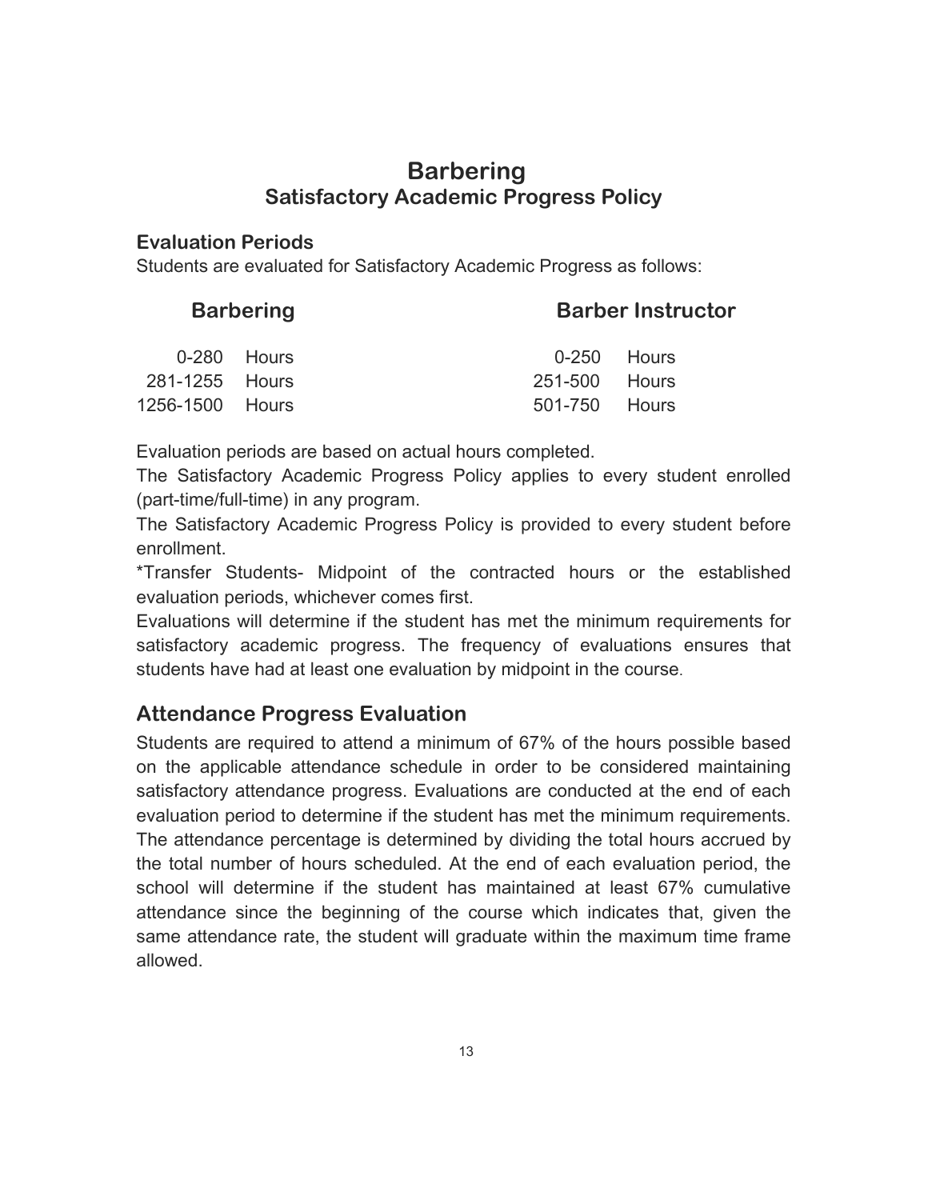# Barbering

## Satisfactory Academic Progress Policy

### Evaluation Periods

Students are evaluated for Satisfactory Academic Progress as follows:

| Barbering | Barber Instructor |
|---|---|
| 0-280 Hours | 0-250 Hours |
| 281-1255 Hours | 251-500 Hours |
| 1256-1500 Hours | 501-750 Hours |

Evaluation periods are based on actual hours completed.

The Satisfactory Academic Progress Policy applies to every student enrolled (part-time/full-time) in any program.

The Satisfactory Academic Progress Policy is provided to every student before enrollment.

*Transfer Students- Midpoint of the contracted hours or the established evaluation periods, whichever comes first.

Evaluations will determine if the student has met the minimum requirements for satisfactory academic progress. The frequency of evaluations ensures that students have had at least one evaluation by midpoint in the course.

### Attendance Progress Evaluation

Students are required to attend a minimum of 67% of the hours possible based on the applicable attendance schedule in order to be considered maintaining satisfactory attendance progress. Evaluations are conducted at the end of each evaluation period to determine if the student has met the minimum requirements. The attendance percentage is determined by dividing the total hours accrued by the total number of hours scheduled. At the end of each evaluation period, the school will determine if the student has maintained at least 67% cumulative attendance since the beginning of the course which indicates that, given the same attendance rate, the student will graduate within the maximum time frame allowed.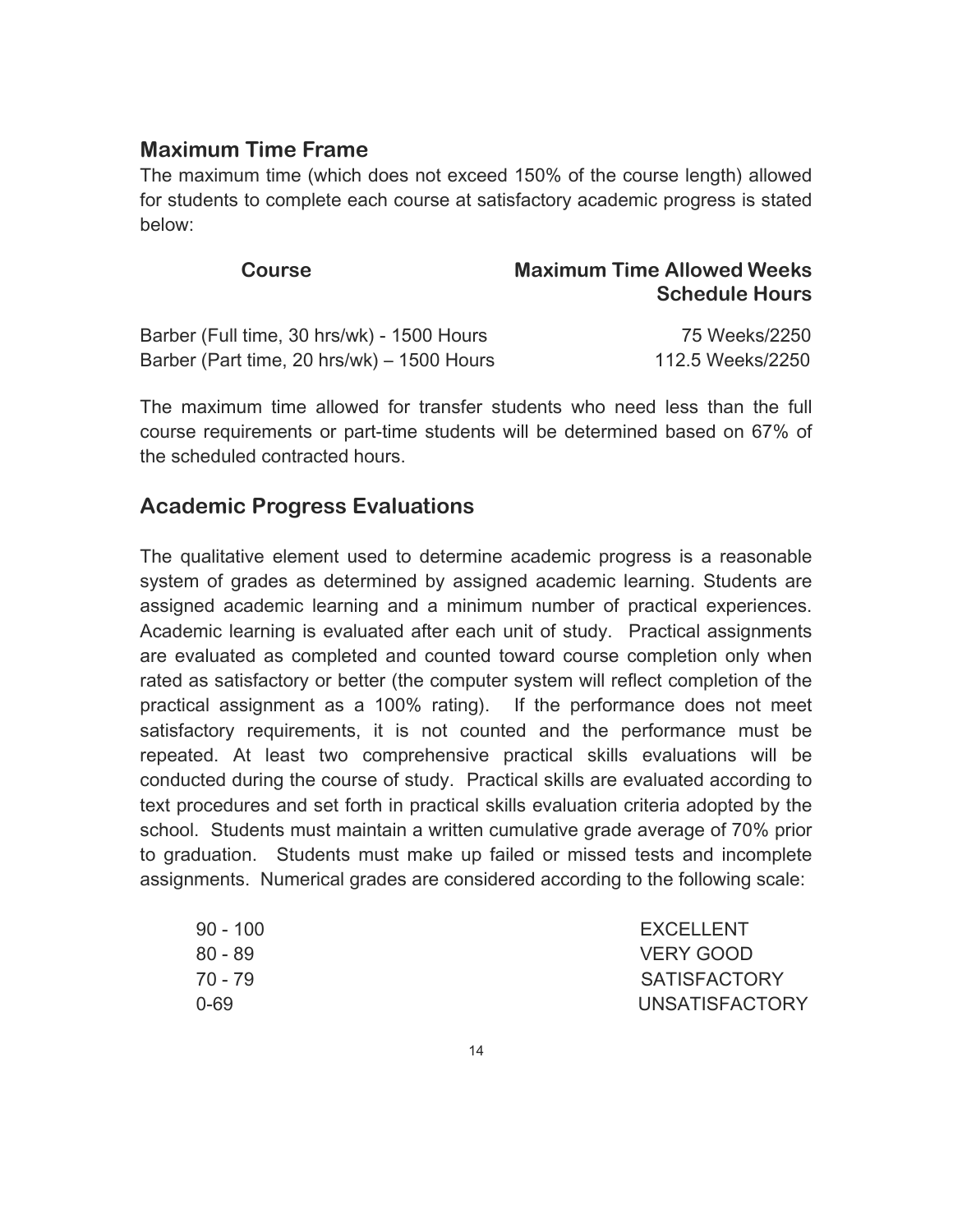## Maximum Time Frame

The maximum time (which does not exceed 150% of the course length) allowed for students to complete each course at satisfactory academic progress is stated below:

| Course | Maximum Time Allowed Weeks Schedule Hours |
|---|---|
| Barber (Full time, 30 hrs/wk) - 1500 Hours | 75 Weeks/2250 |
| Barber (Part time, 20 hrs/wk) – 1500 Hours | 112.5 Weeks/2250 |

The maximum time allowed for transfer students who need less than the full course requirements or part-time students will be determined based on 67% of the scheduled contracted hours.

## Academic Progress Evaluations

The qualitative element used to determine academic progress is a reasonable system of grades as determined by assigned academic learning. Students are assigned academic learning and a minimum number of practical experiences. Academic learning is evaluated after each unit of study. Practical assignments are evaluated as completed and counted toward course completion only when rated as satisfactory or better (the computer system will reflect completion of the practical assignment as a 100% rating). If the performance does not meet satisfactory requirements, it is not counted and the performance must be repeated. At least two comprehensive practical skills evaluations will be conducted during the course of study. Practical skills are evaluated according to text procedures and set forth in practical skills evaluation criteria adopted by the school. Students must maintain a written cumulative grade average of 70% prior to graduation. Students must make up failed or missed tests and incomplete assignments. Numerical grades are considered according to the following scale:

| | |
|---|---|
| 90 - 100 | EXCELLENT |
| 80 - 89 | VERY GOOD |
| 70 - 79 | SATISFACTORY |
| 0-69 | UNSATISFACTORY |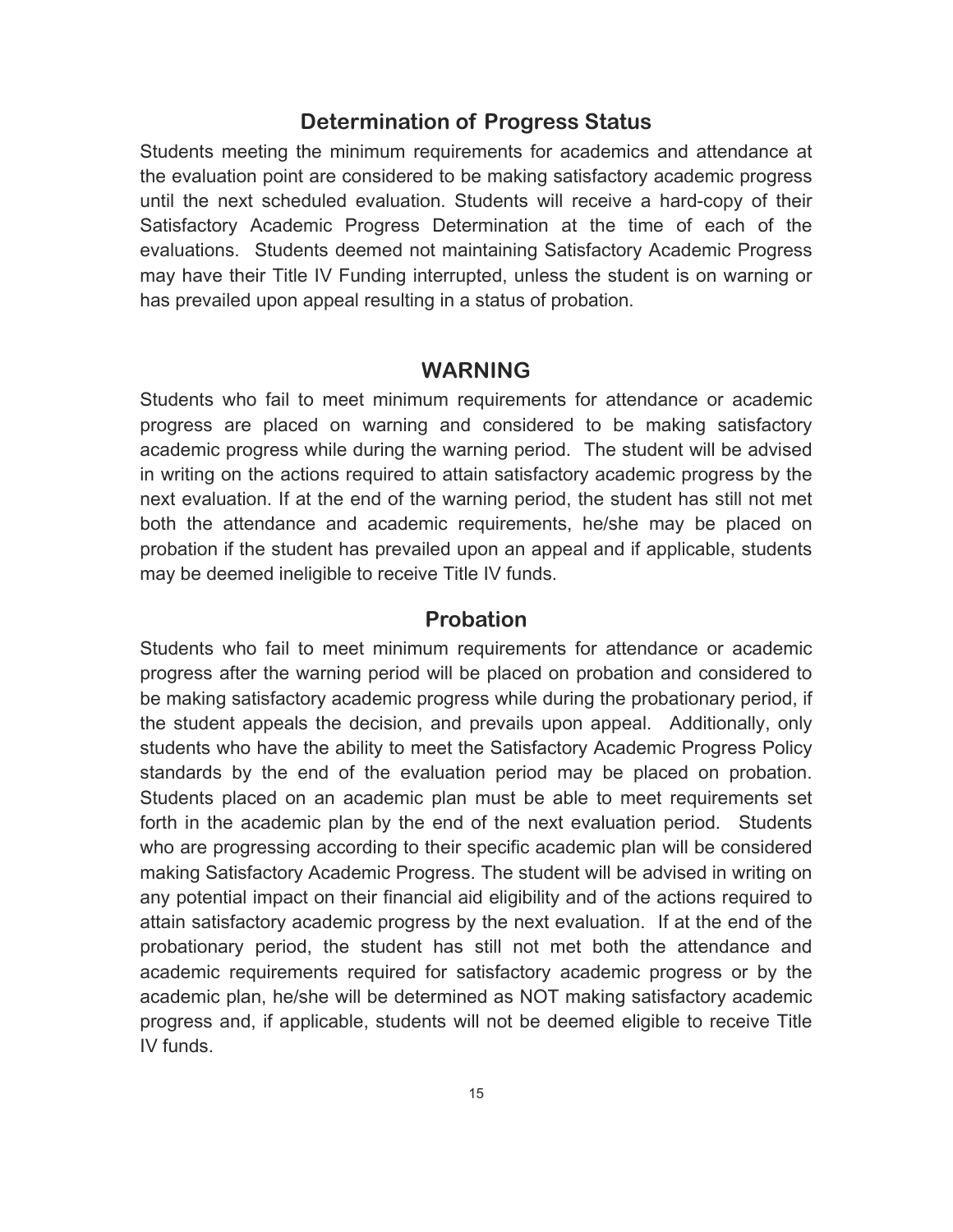## Determination of Progress Status

Students meeting the minimum requirements for academics and attendance at the evaluation point are considered to be making satisfactory academic progress until the next scheduled evaluation. Students will receive a hard-copy of their Satisfactory Academic Progress Determination at the time of each of the evaluations. Students deemed not maintaining Satisfactory Academic Progress may have their Title IV Funding interrupted, unless the student is on warning or has prevailed upon appeal resulting in a status of probation.

## WARNING

Students who fail to meet minimum requirements for attendance or academic progress are placed on warning and considered to be making satisfactory academic progress while during the warning period. The student will be advised in writing on the actions required to attain satisfactory academic progress by the next evaluation. If at the end of the warning period, the student has still not met both the attendance and academic requirements, he/she may be placed on probation if the student has prevailed upon an appeal and if applicable, students may be deemed ineligible to receive Title IV funds.

## Probation

Students who fail to meet minimum requirements for attendance or academic progress after the warning period will be placed on probation and considered to be making satisfactory academic progress while during the probationary period, if the student appeals the decision, and prevails upon appeal. Additionally, only students who have the ability to meet the Satisfactory Academic Progress Policy standards by the end of the evaluation period may be placed on probation. Students placed on an academic plan must be able to meet requirements set forth in the academic plan by the end of the next evaluation period. Students who are progressing according to their specific academic plan will be considered making Satisfactory Academic Progress. The student will be advised in writing on any potential impact on their financial aid eligibility and of the actions required to attain satisfactory academic progress by the next evaluation. If at the end of the probationary period, the student has still not met both the attendance and academic requirements required for satisfactory academic progress or by the academic plan, he/she will be determined as NOT making satisfactory academic progress and, if applicable, students will not be deemed eligible to receive Title IV funds.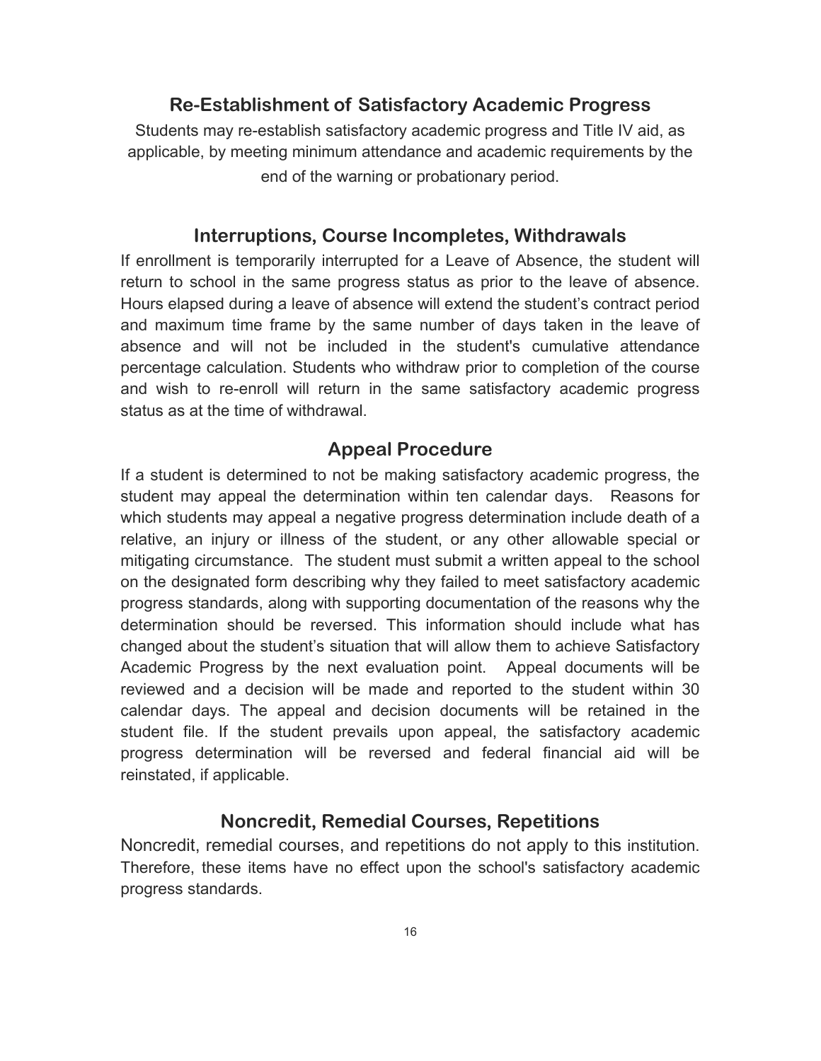## Re-Establishment of Satisfactory Academic Progress

Students may re-establish satisfactory academic progress and Title IV aid, as applicable, by meeting minimum attendance and academic requirements by the end of the warning or probationary period.

## Interruptions, Course Incompletes, Withdrawals

If enrollment is temporarily interrupted for a Leave of Absence, the student will return to school in the same progress status as prior to the leave of absence. Hours elapsed during a leave of absence will extend the student's contract period and maximum time frame by the same number of days taken in the leave of absence and will not be included in the student's cumulative attendance percentage calculation. Students who withdraw prior to completion of the course and wish to re-enroll will return in the same satisfactory academic progress status as at the time of withdrawal.

## Appeal Procedure

If a student is determined to not be making satisfactory academic progress, the student may appeal the determination within ten calendar days. Reasons for which students may appeal a negative progress determination include death of a relative, an injury or illness of the student, or any other allowable special or mitigating circumstance. The student must submit a written appeal to the school on the designated form describing why they failed to meet satisfactory academic progress standards, along with supporting documentation of the reasons why the determination should be reversed. This information should include what has changed about the student's situation that will allow them to achieve Satisfactory Academic Progress by the next evaluation point. Appeal documents will be reviewed and a decision will be made and reported to the student within 30 calendar days. The appeal and decision documents will be retained in the student file. If the student prevails upon appeal, the satisfactory academic progress determination will be reversed and federal financial aid will be reinstated, if applicable.

## Noncredit, Remedial Courses, Repetitions

Noncredit, remedial courses, and repetitions do not apply to this institution. Therefore, these items have no effect upon the school's satisfactory academic progress standards.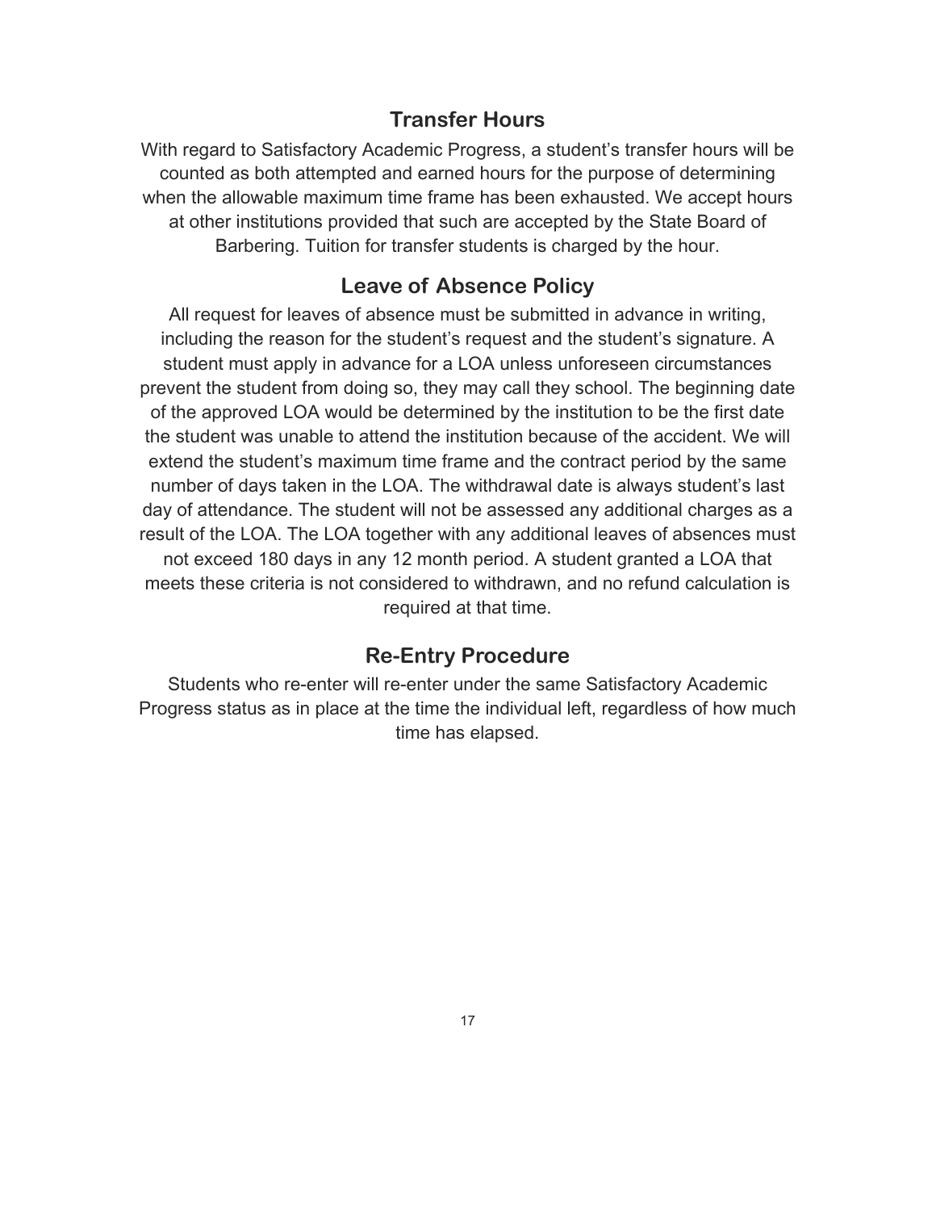## Transfer Hours

With regard to Satisfactory Academic Progress, a student's transfer hours will be counted as both attempted and earned hours for the purpose of determining when the allowable maximum time frame has been exhausted. We accept hours at other institutions provided that such are accepted by the State Board of Barbering. Tuition for transfer students is charged by the hour.

## Leave of Absence Policy

All request for leaves of absence must be submitted in advance in writing, including the reason for the student's request and the student's signature. A student must apply in advance for a LOA unless unforeseen circumstances prevent the student from doing so, they may call they school. The beginning date of the approved LOA would be determined by the institution to be the first date the student was unable to attend the institution because of the accident. We will extend the student's maximum time frame and the contract period by the same number of days taken in the LOA. The withdrawal date is always student's last day of attendance. The student will not be assessed any additional charges as a result of the LOA. The LOA together with any additional leaves of absences must not exceed 180 days in any 12 month period. A student granted a LOA that meets these criteria is not considered to withdrawn, and no refund calculation is required at that time.

## Re-Entry Procedure

Students who re-enter will re-enter under the same Satisfactory Academic Progress status as in place at the time the individual left, regardless of how much time has elapsed.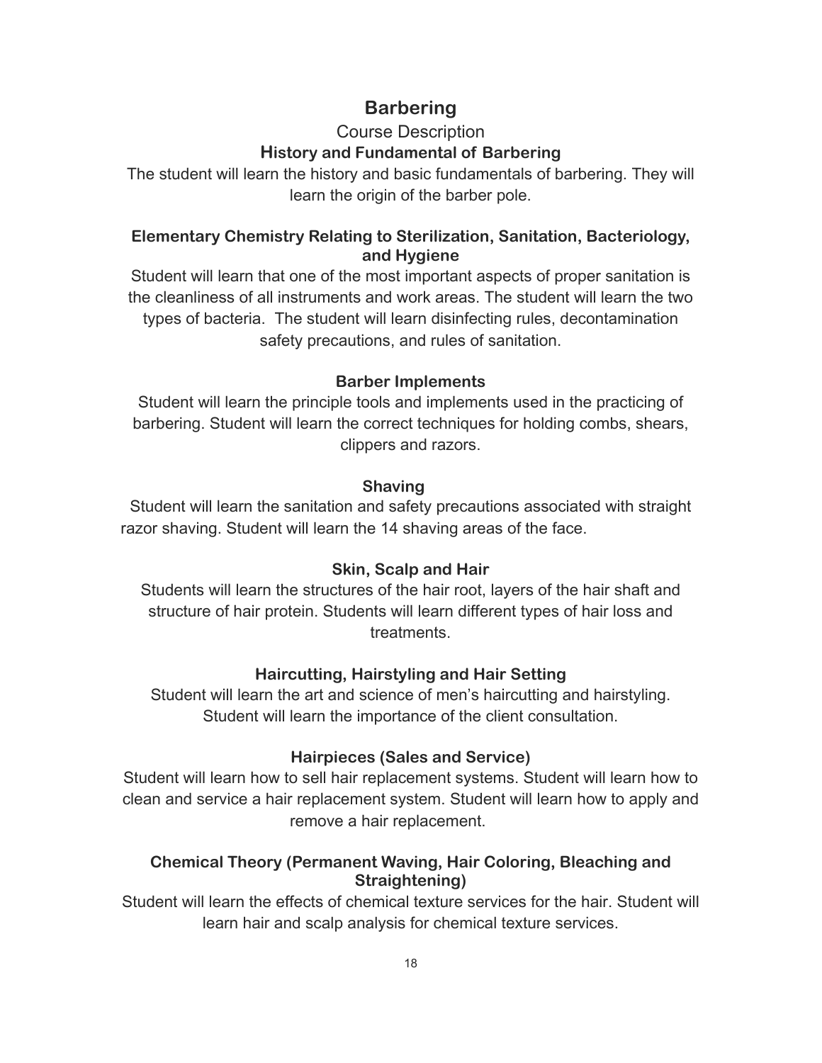# Barbering

Course Description

## History and Fundamental of Barbering

The student will learn the history and basic fundamentals of barbering. They will learn the origin of the barber pole.

### Elementary Chemistry Relating to Sterilization, Sanitation, Bacteriology, and Hygiene

Student will learn that one of the most important aspects of proper sanitation is the cleanliness of all instruments and work areas. The student will learn the two types of bacteria. The student will learn disinfecting rules, decontamination safety precautions, and rules of sanitation.

### Barber Implements

Student will learn the principle tools and implements used in the practicing of barbering. Student will learn the correct techniques for holding combs, shears, clippers and razors.

### Shaving

Student will learn the sanitation and safety precautions associated with straight razor shaving. Student will learn the 14 shaving areas of the face.

### Skin, Scalp and Hair

Students will learn the structures of the hair root, layers of the hair shaft and structure of hair protein. Students will learn different types of hair loss and treatments.

### Haircutting, Hairstyling and Hair Setting

Student will learn the art and science of men's haircutting and hairstyling. Student will learn the importance of the client consultation.

### Hairpieces (Sales and Service)

Student will learn how to sell hair replacement systems. Student will learn how to clean and service a hair replacement system. Student will learn how to apply and remove a hair replacement.

### Chemical Theory (Permanent Waving, Hair Coloring, Bleaching and Straightening)

Student will learn the effects of chemical texture services for the hair. Student will learn hair and scalp analysis for chemical texture services.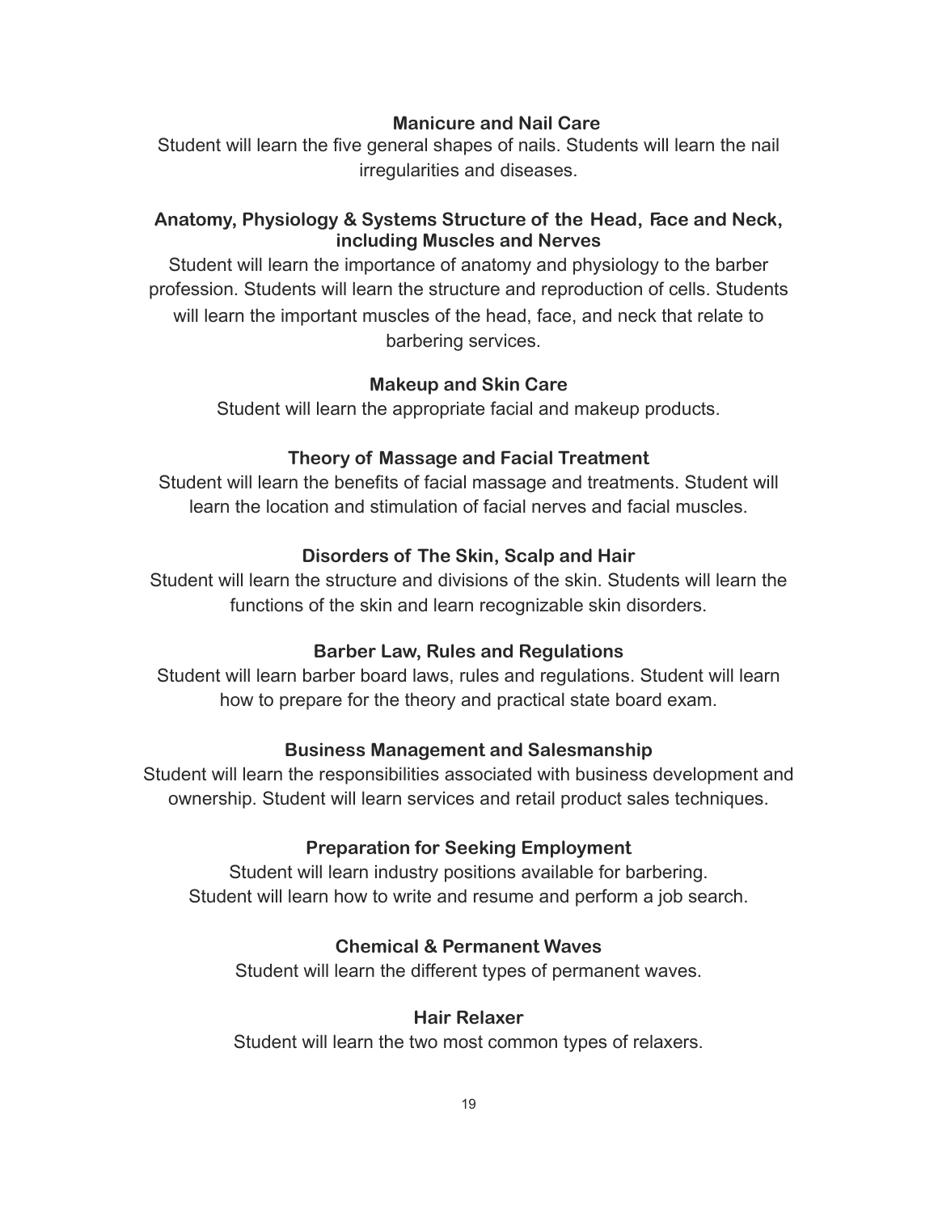### Manicure and Nail Care

Student will learn the five general shapes of nails. Students will learn the nail irregularities and diseases.

### Anatomy, Physiology & Systems Structure of the Head, Face and Neck, including Muscles and Nerves

Student will learn the importance of anatomy and physiology to the barber profession. Students will learn the structure and reproduction of cells. Students will learn the important muscles of the head, face, and neck that relate to barbering services.

### Makeup and Skin Care

Student will learn the appropriate facial and makeup products.

### Theory of Massage and Facial Treatment

Student will learn the benefits of facial massage and treatments. Student will learn the location and stimulation of facial nerves and facial muscles.

### Disorders of The Skin, Scalp and Hair

Student will learn the structure and divisions of the skin. Students will learn the functions of the skin and learn recognizable skin disorders.

### Barber Law, Rules and Regulations

Student will learn barber board laws, rules and regulations. Student will learn how to prepare for the theory and practical state board exam.

### Business Management and Salesmanship

Student will learn the responsibilities associated with business development and ownership. Student will learn services and retail product sales techniques.

### Preparation for Seeking Employment

Student will learn industry positions available for barbering.
Student will learn how to write and resume and perform a job search.

### Chemical & Permanent Waves

Student will learn the different types of permanent waves.

### Hair Relaxer

Student will learn the two most common types of relaxers.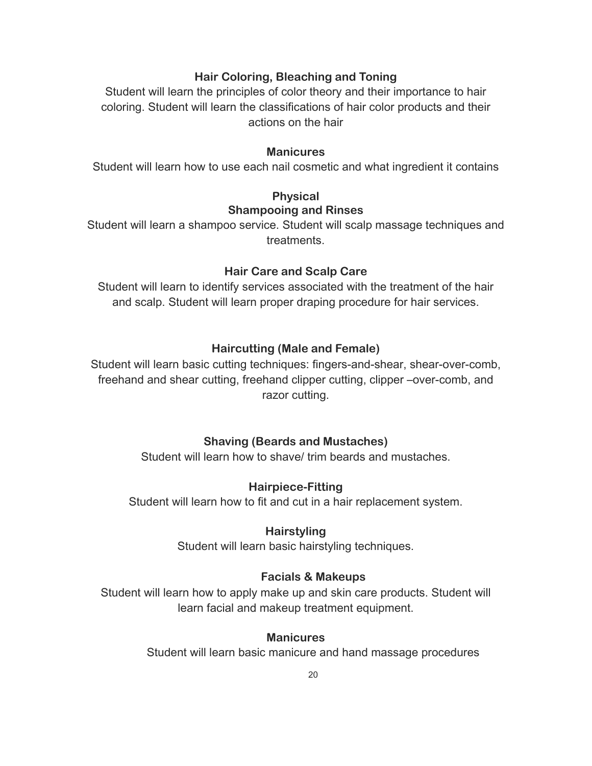**Hair Coloring, Bleaching and Toning**

Student will learn the principles of color theory and their importance to hair coloring. Student will learn the classifications of hair color products and their actions on the hair

**Manicures**

Student will learn how to use each nail cosmetic and what ingredient it contains

**Physical**

**Shampooing and Rinses**

Student will learn a shampoo service. Student will scalp massage techniques and treatments.

**Hair Care and Scalp Care**

Student will learn to identify services associated with the treatment of the hair and scalp. Student will learn proper draping procedure for hair services.

**Haircutting (Male and Female)**

Student will learn basic cutting techniques: fingers-and-shear, shear-over-comb, freehand and shear cutting, freehand clipper cutting, clipper –over-comb, and razor cutting.

**Shaving (Beards and Mustaches)**

Student will learn how to shave/ trim beards and mustaches.

**Hairpiece-Fitting**

Student will learn how to fit and cut in a hair replacement system.

**Hairstyling**

Student will learn basic hairstyling techniques.

**Facials & Makeups**

Student will learn how to apply make up and skin care products. Student will learn facial and makeup treatment equipment.

**Manicures**

Student will learn basic manicure and hand massage procedures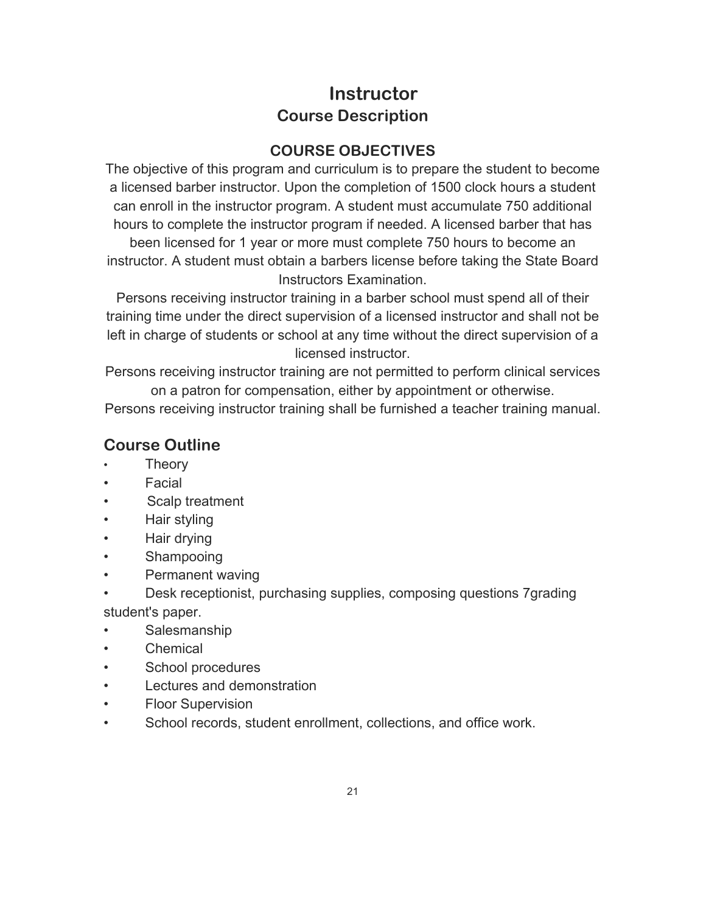# Instructor

## Course Description

### COURSE OBJECTIVES

The objective of this program and curriculum is to prepare the student to become a licensed barber instructor. Upon the completion of 1500 clock hours a student can enroll in the instructor program. A student must accumulate 750 additional hours to complete the instructor program if needed. A licensed barber that has been licensed for 1 year or more must complete 750 hours to become an instructor. A student must obtain a barbers license before taking the State Board Instructors Examination.

Persons receiving instructor training in a barber school must spend all of their training time under the direct supervision of a licensed instructor and shall not be left in charge of students or school at any time without the direct supervision of a licensed instructor.

Persons receiving instructor training are not permitted to perform clinical services on a patron for compensation, either by appointment or otherwise.

Persons receiving instructor training shall be furnished a teacher training manual.

## Course Outline

- Theory
- Facial
- Scalp treatment
- Hair styling
- Hair drying
- Shampooing
- Permanent waving
- Desk receptionist, purchasing supplies, composing questions 7grading student's paper.
- Salesmanship
- Chemical
- School procedures
- Lectures and demonstration
- Floor Supervision
- School records, student enrollment, collections, and office work.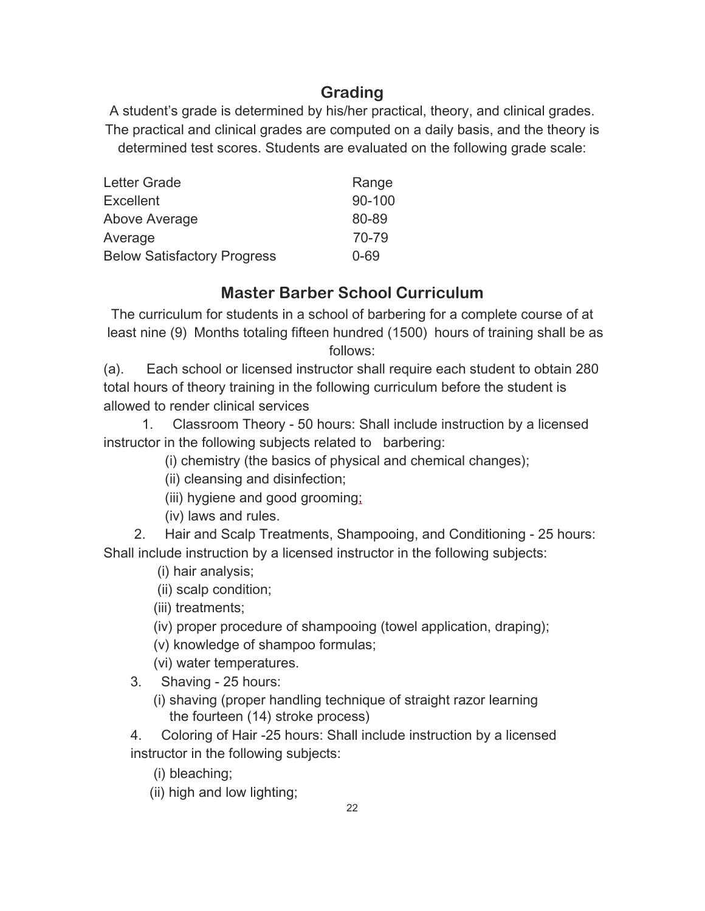## Grading

A student's grade is determined by his/her practical, theory, and clinical grades. The practical and clinical grades are computed on a daily basis, and the theory is determined test scores. Students are evaluated on the following grade scale:

| Letter Grade | Range |
|---|---|
| Excellent | 90-100 |
| Above Average | 80-89 |
| Average | 70-79 |
| Below Satisfactory Progress | 0-69 |

## Master Barber School Curriculum

The curriculum for students in a school of barbering for a complete course of at least nine (9) Months totaling fifteen hundred (1500) hours of training shall be as follows:

(a). Each school or licensed instructor shall require each student to obtain 280 total hours of theory training in the following curriculum before the student is allowed to render clinical services

1. Classroom Theory - 50 hours: Shall include instruction by a licensed instructor in the following subjects related to barbering:
   - (i) chemistry (the basics of physical and chemical changes);
   - (ii) cleansing and disinfection;
   - (iii) hygiene and good grooming;
   - (iv) laws and rules.
2. Hair and Scalp Treatments, Shampooing, and Conditioning - 25 hours: Shall include instruction by a licensed instructor in the following subjects:
   - (i) hair analysis;
   - (ii) scalp condition;
   - (iii) treatments;
   - (iv) proper procedure of shampooing (towel application, draping);
   - (v) knowledge of shampoo formulas;
   - (vi) water temperatures.
3. Shaving - 25 hours:
   - (i) shaving (proper handling technique of straight razor learning the fourteen (14) stroke process)
4. Coloring of Hair -25 hours: Shall include instruction by a licensed instructor in the following subjects:
   - (i) bleaching;
   - (ii) high and low lighting;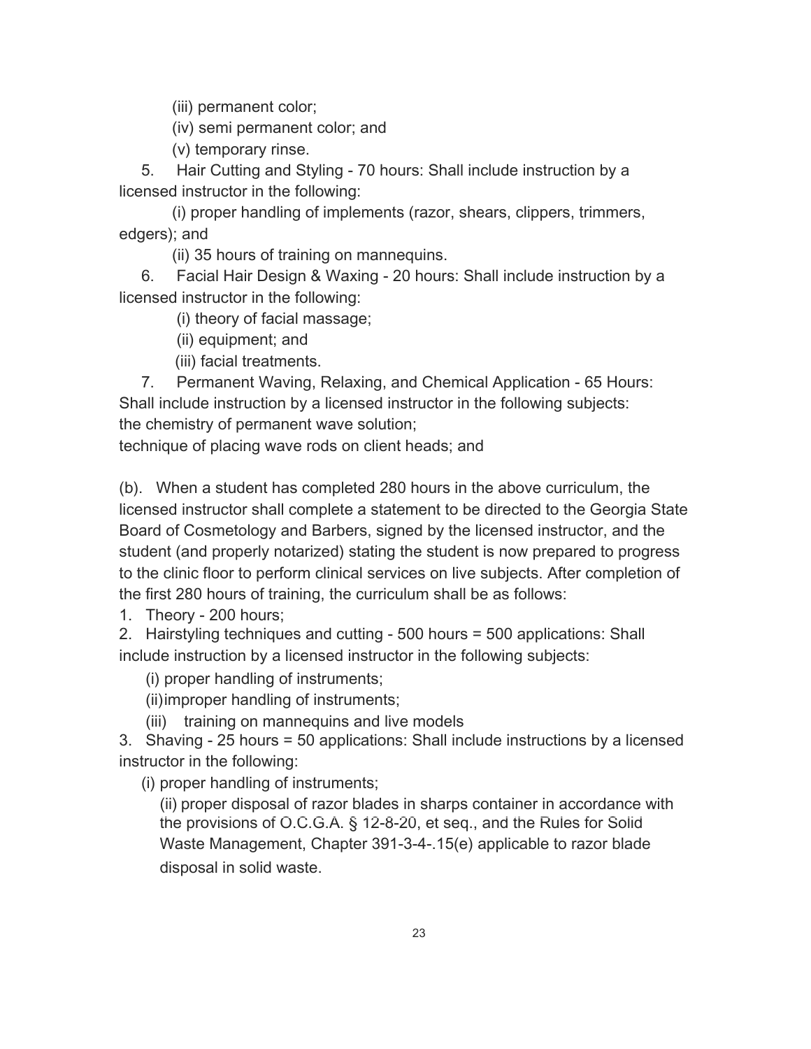(iii) permanent color;

(iv) semi permanent color; and

(v) temporary rinse.

5. Hair Cutting and Styling - 70 hours: Shall include instruction by a licensed instructor in the following:

(i) proper handling of implements (razor, shears, clippers, trimmers, edgers); and

(ii) 35 hours of training on mannequins.

6. Facial Hair Design & Waxing - 20 hours: Shall include instruction by a licensed instructor in the following:

(i) theory of facial massage;

(ii) equipment; and

(iii) facial treatments.

7. Permanent Waving, Relaxing, and Chemical Application - 65 Hours: Shall include instruction by a licensed instructor in the following subjects:
the chemistry of permanent wave solution;
technique of placing wave rods on client heads; and

(b). When a student has completed 280 hours in the above curriculum, the licensed instructor shall complete a statement to be directed to the Georgia State Board of Cosmetology and Barbers, signed by the licensed instructor, and the student (and properly notarized) stating the student is now prepared to progress to the clinic floor to perform clinical services on live subjects. After completion of the first 280 hours of training, the curriculum shall be as follows:

1. Theory - 200 hours;
2. Hairstyling techniques and cutting - 500 hours = 500 applications: Shall include instruction by a licensed instructor in the following subjects:

(i) proper handling of instruments;

(ii) improper handling of instruments;

(iii) training on mannequins and live models

3. Shaving - 25 hours = 50 applications: Shall include instructions by a licensed instructor in the following:

(i) proper handling of instruments;

(ii) proper disposal of razor blades in sharps container in accordance with the provisions of O.C.G.A. § 12-8-20, et seq., and the Rules for Solid Waste Management, Chapter 391-3-4-.15(e) applicable to razor blade disposal in solid waste.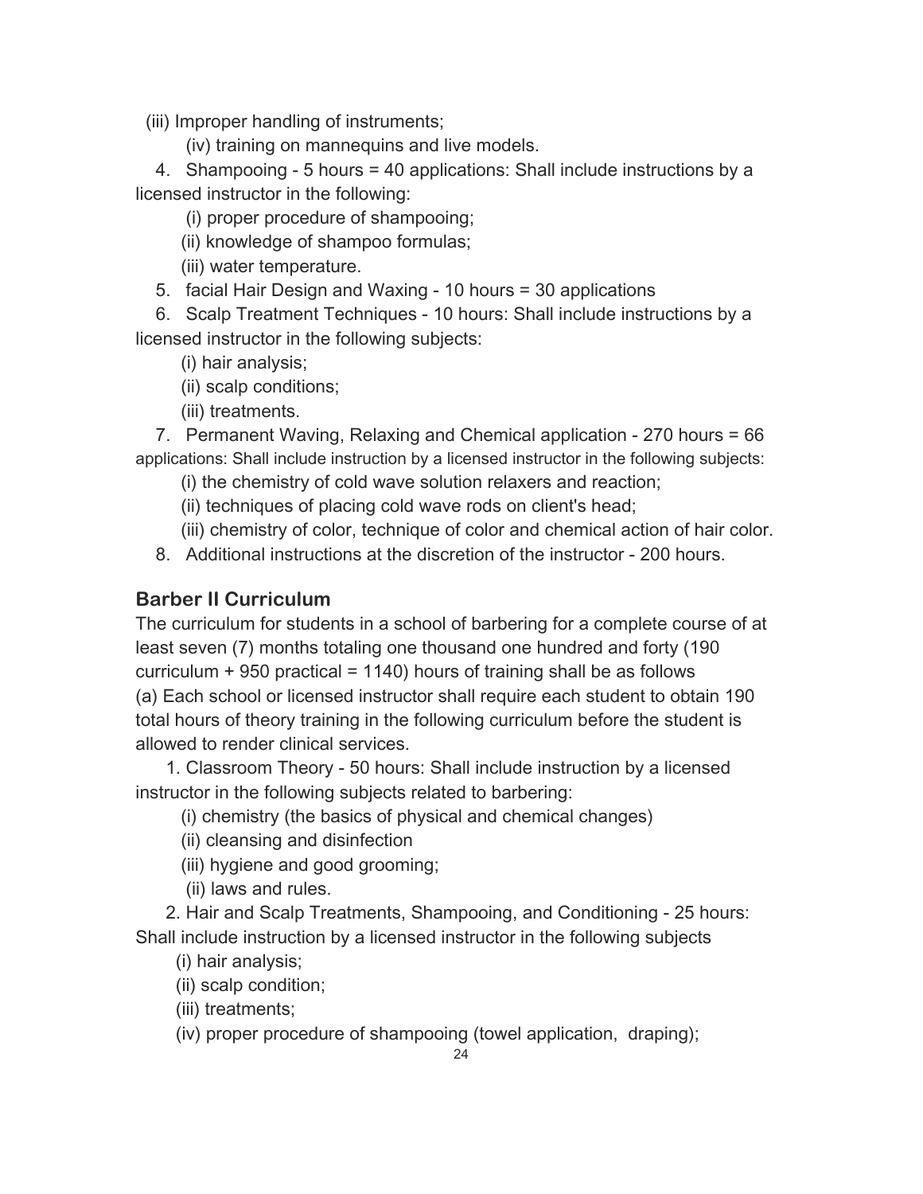(iii) Improper handling of instruments;

(iv) training on mannequins and live models.

4. Shampooing - 5 hours = 40 applications: Shall include instructions by a licensed instructor in the following:

(i) proper procedure of shampooing;

(ii) knowledge of shampoo formulas;

(iii) water temperature.

5. facial Hair Design and Waxing - 10 hours = 30 applications

6. Scalp Treatment Techniques - 10 hours: Shall include instructions by a licensed instructor in the following subjects:

(i) hair analysis;

(ii) scalp conditions;

(iii) treatments.

7. Permanent Waving, Relaxing and Chemical application - 270 hours = 66 applications: Shall include instruction by a licensed instructor in the following subjects:

(i) the chemistry of cold wave solution relaxers and reaction;

(ii) techniques of placing cold wave rods on client's head;

(iii) chemistry of color, technique of color and chemical action of hair color.

8. Additional instructions at the discretion of the instructor - 200 hours.

## Barber II Curriculum

The curriculum for students in a school of barbering for a complete course of at least seven (7) months totaling one thousand one hundred and forty (190 curriculum + 950 practical = 1140) hours of training shall be as follows

(a) Each school or licensed instructor shall require each student to obtain 190 total hours of theory training in the following curriculum before the student is allowed to render clinical services.

1. Classroom Theory - 50 hours: Shall include instruction by a licensed instructor in the following subjects related to barbering:

(i) chemistry (the basics of physical and chemical changes)

(ii) cleansing and disinfection

(iii) hygiene and good grooming;

(ii) laws and rules.

2. Hair and Scalp Treatments, Shampooing, and Conditioning - 25 hours: Shall include instruction by a licensed instructor in the following subjects

(i) hair analysis;

(ii) scalp condition;

(iii) treatments;

(iv) proper procedure of shampooing (towel application, draping);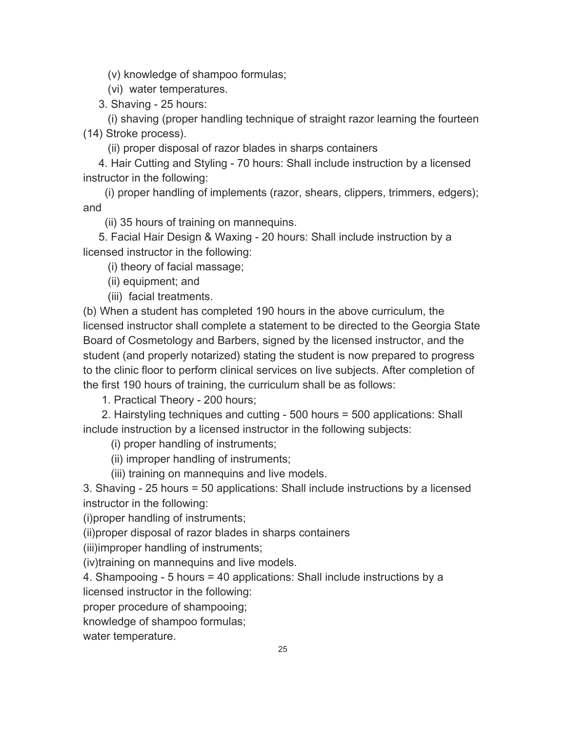(v) knowledge of shampoo formulas;

(vi) water temperatures.

3. Shaving - 25 hours:

(i) shaving (proper handling technique of straight razor learning the fourteen (14) Stroke process).

(ii) proper disposal of razor blades in sharps containers

4. Hair Cutting and Styling - 70 hours: Shall include instruction by a licensed instructor in the following:

(i) proper handling of implements (razor, shears, clippers, trimmers, edgers); and

(ii) 35 hours of training on mannequins.

5. Facial Hair Design & Waxing - 20 hours: Shall include instruction by a licensed instructor in the following:

(i) theory of facial massage;

(ii) equipment; and

(iii) facial treatments.

(b) When a student has completed 190 hours in the above curriculum, the licensed instructor shall complete a statement to be directed to the Georgia State Board of Cosmetology and Barbers, signed by the licensed instructor, and the student (and properly notarized) stating the student is now prepared to progress to the clinic floor to perform clinical services on live subjects. After completion of the first 190 hours of training, the curriculum shall be as follows:

1. Practical Theory - 200 hours;

2. Hairstyling techniques and cutting - 500 hours = 500 applications: Shall include instruction by a licensed instructor in the following subjects:

(i) proper handling of instruments;

(ii) improper handling of instruments;

(iii) training on mannequins and live models.

3. Shaving - 25 hours = 50 applications: Shall include instructions by a licensed instructor in the following:

(i)proper handling of instruments;

(ii)proper disposal of razor blades in sharps containers

(iii)improper handling of instruments;

(iv)training on mannequins and live models.

4. Shampooing - 5 hours = 40 applications: Shall include instructions by a licensed instructor in the following:

proper procedure of shampooing;

knowledge of shampoo formulas;

water temperature.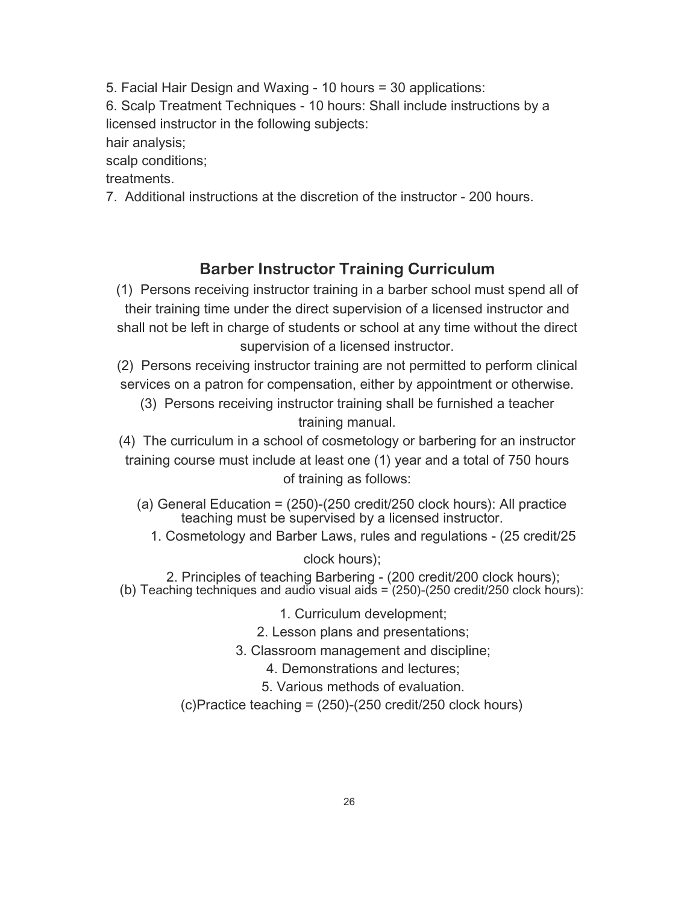5. Facial Hair Design and Waxing - 10 hours = 30 applications:
6. Scalp Treatment Techniques - 10 hours: Shall include instructions by a licensed instructor in the following subjects:
hair analysis;
scalp conditions;
treatments.
7. Additional instructions at the discretion of the instructor - 200 hours.

## Barber Instructor Training Curriculum

(1) Persons receiving instructor training in a barber school must spend all of their training time under the direct supervision of a licensed instructor and shall not be left in charge of students or school at any time without the direct supervision of a licensed instructor.

(2) Persons receiving instructor training are not permitted to perform clinical services on a patron for compensation, either by appointment or otherwise.

(3) Persons receiving instructor training shall be furnished a teacher training manual.

(4) The curriculum in a school of cosmetology or barbering for an instructor training course must include at least one (1) year and a total of 750 hours of training as follows:

(a) General Education = (250)-(250 credit/250 clock hours): All practice teaching must be supervised by a licensed instructor.
1. Cosmetology and Barber Laws, rules and regulations - (25 credit/25 clock hours);
2. Principles of teaching Barbering - (200 credit/200 clock hours);

(b) Teaching techniques and audio visual aids = (250)-(250 credit/250 clock hours):
1. Curriculum development;
2. Lesson plans and presentations;
3. Classroom management and discipline;
4. Demonstrations and lectures;
5. Various methods of evaluation.

(c)Practice teaching = (250)-(250 credit/250 clock hours)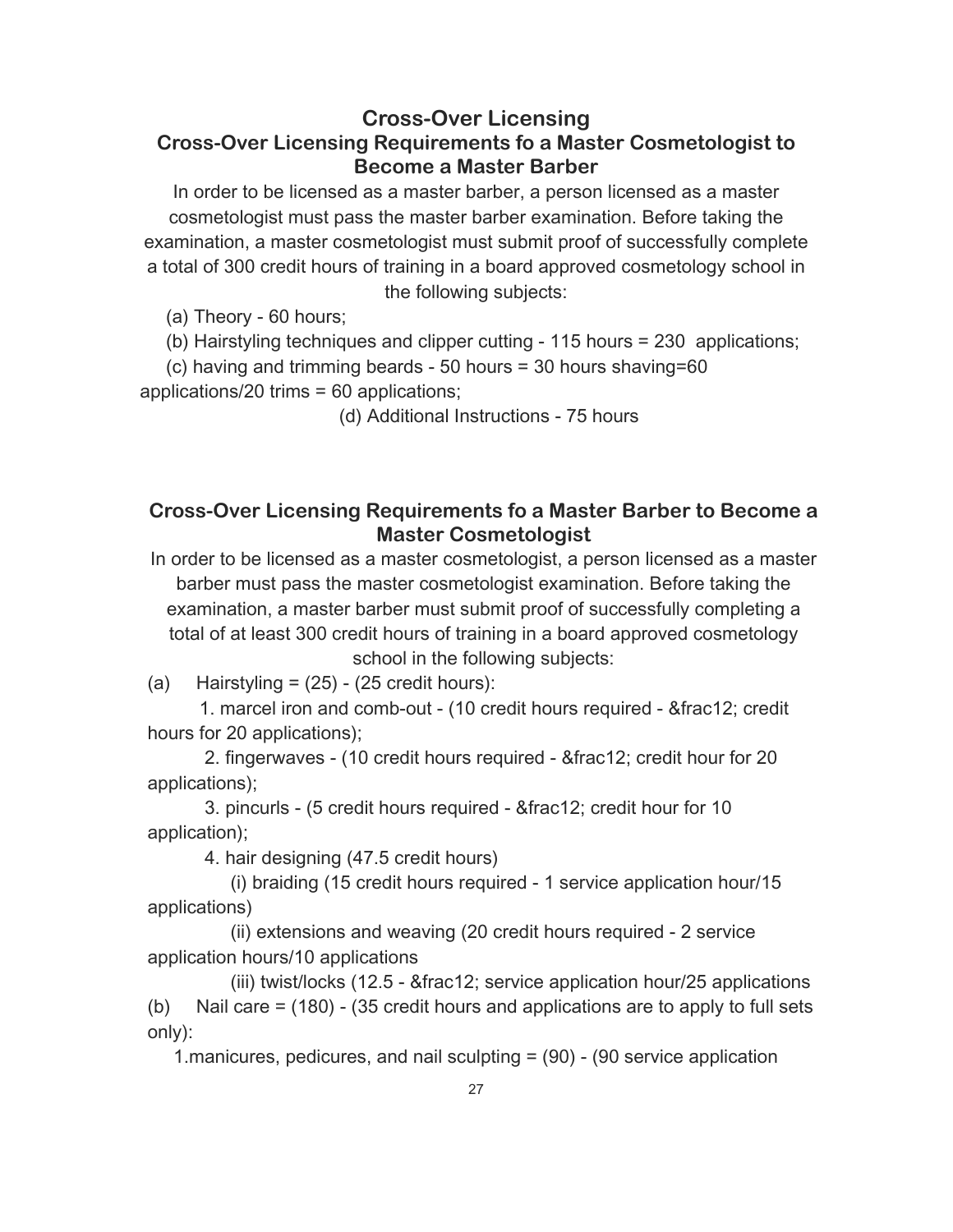# Cross-Over Licensing

## Cross-Over Licensing Requirements fo a Master Cosmetologist to Become a Master Barber

In order to be licensed as a master barber, a person licensed as a master cosmetologist must pass the master barber examination. Before taking the examination, a master cosmetologist must submit proof of successfully complete a total of 300 credit hours of training in a board approved cosmetology school in the following subjects:

(a) Theory - 60 hours;

(b) Hairstyling techniques and clipper cutting - 115 hours = 230 applications;

(c) having and trimming beards - 50 hours = 30 hours shaving=60 applications/20 trims = 60 applications;

(d) Additional Instructions - 75 hours

## Cross-Over Licensing Requirements fo a Master Barber to Become a Master Cosmetologist

In order to be licensed as a master cosmetologist, a person licensed as a master barber must pass the master cosmetologist examination. Before taking the examination, a master barber must submit proof of successfully completing a total of at least 300 credit hours of training in a board approved cosmetology school in the following subjects:

(a) Hairstyling = (25) - (25 credit hours):

1. marcel iron and comb-out - (10 credit hours required - &frac12; credit hours for 20 applications);

2. fingerwaves - (10 credit hours required - &frac12; credit hour for 20 applications);

3. pincurls - (5 credit hours required - &frac12; credit hour for 10 application);

4. hair designing (47.5 credit hours)

(i) braiding (15 credit hours required - 1 service application hour/15 applications)

(ii) extensions and weaving (20 credit hours required - 2 service application hours/10 applications

(iii) twist/locks (12.5 - &frac12; service application hour/25 applications

(b) Nail care = (180) - (35 credit hours and applications are to apply to full sets only):

1.manicures, pedicures, and nail sculpting = (90) - (90 service application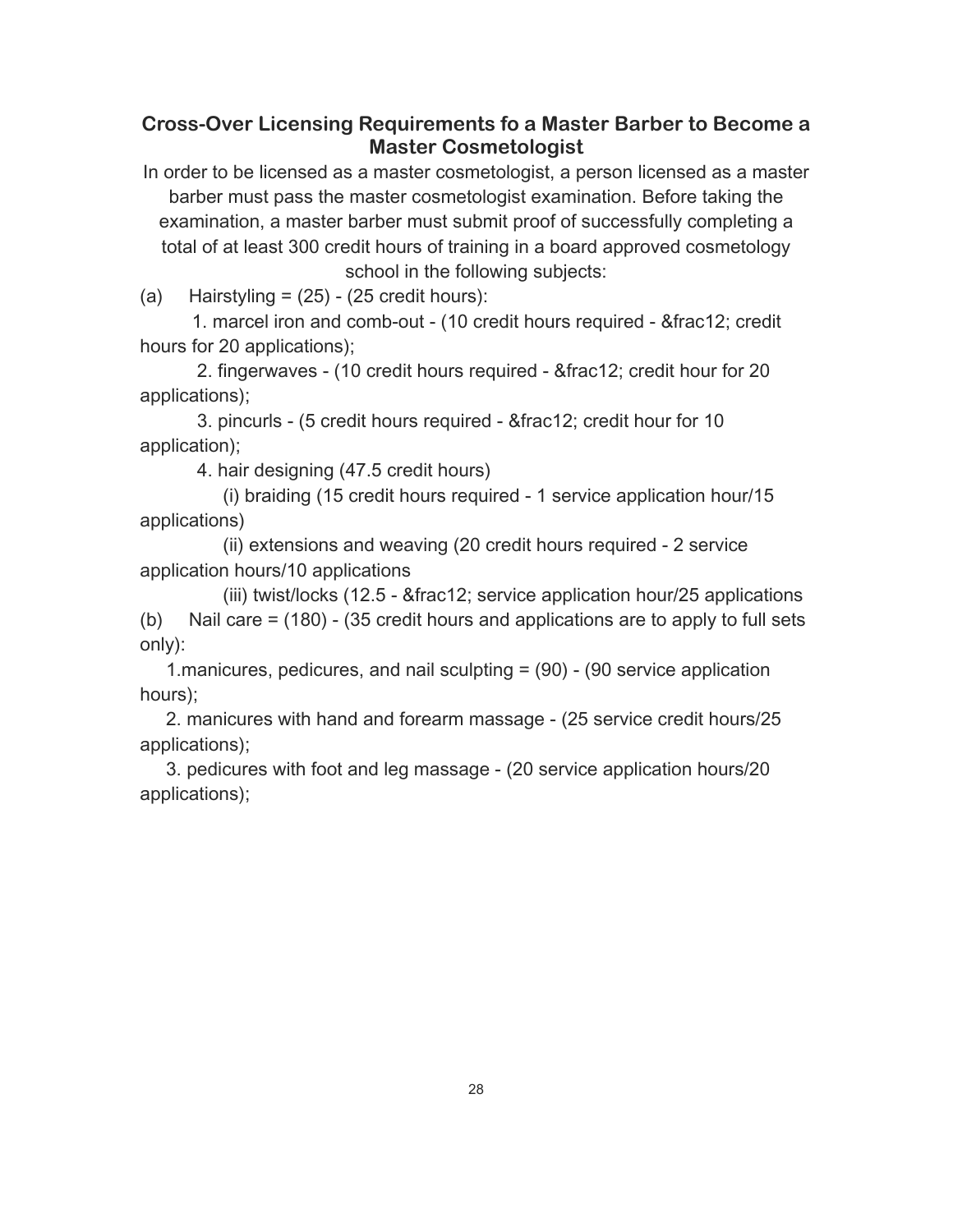## Cross-Over Licensing Requirements fo a Master Barber to Become a Master Cosmetologist

In order to be licensed as a master cosmetologist, a person licensed as a master barber must pass the master cosmetologist examination. Before taking the examination, a master barber must submit proof of successfully completing a total of at least 300 credit hours of training in a board approved cosmetology school in the following subjects:

(a) Hairstyling = (25) - (25 credit hours):

1. marcel iron and comb-out - (10 credit hours required - &frac12; credit hours for 20 applications);

2. fingerwaves - (10 credit hours required - &frac12; credit hour for 20 applications);

3. pincurls - (5 credit hours required - &frac12; credit hour for 10 application);

4. hair designing (47.5 credit hours)

(i) braiding (15 credit hours required - 1 service application hour/15 applications)

(ii) extensions and weaving (20 credit hours required - 2 service application hours/10 applications

(iii) twist/locks (12.5 - &frac12; service application hour/25 applications

(b) Nail care = (180) - (35 credit hours and applications are to apply to full sets only):

1.manicures, pedicures, and nail sculpting = (90) - (90 service application hours);

2. manicures with hand and forearm massage - (25 service credit hours/25 applications);

3. pedicures with foot and leg massage - (20 service application hours/20 applications);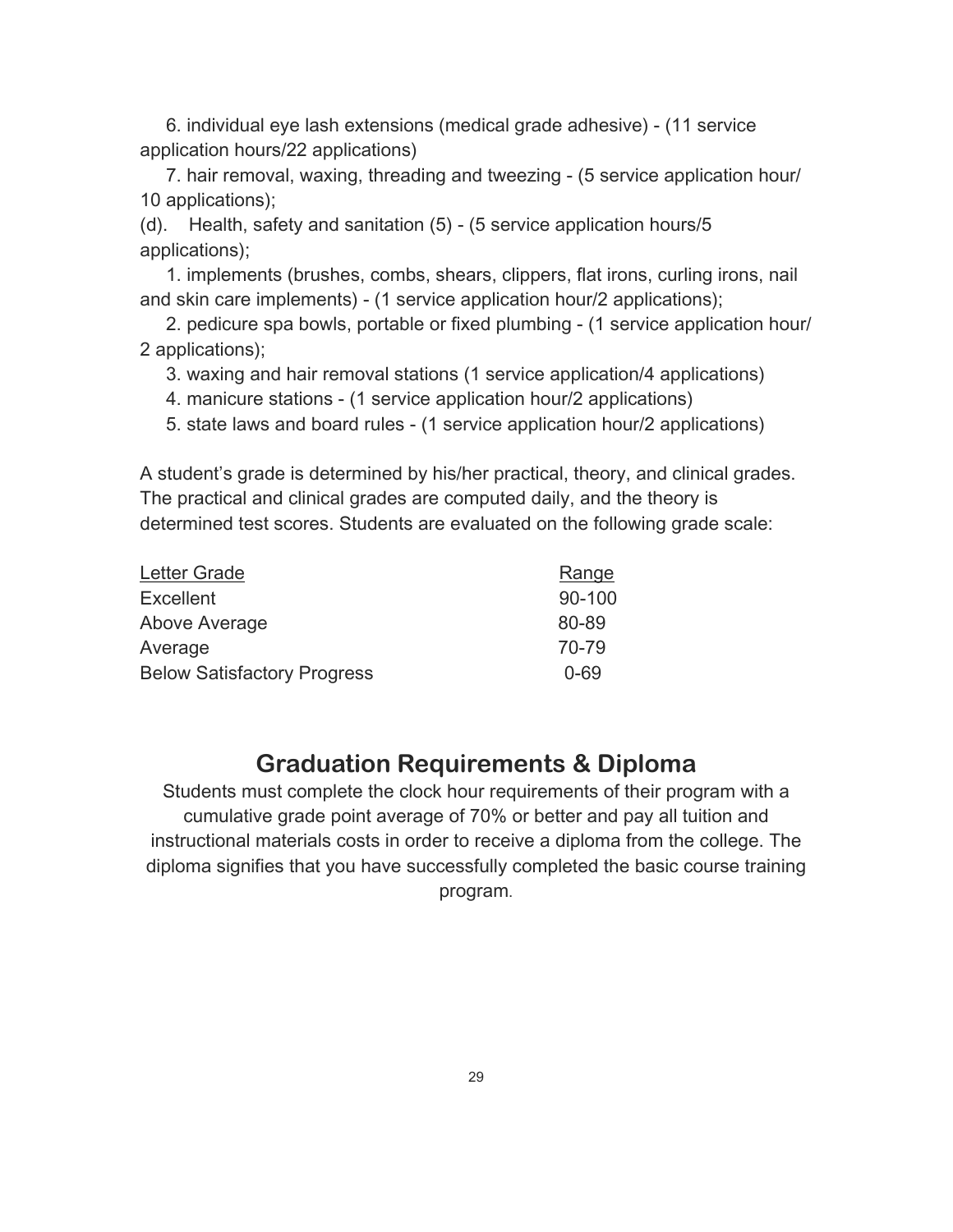6. individual eye lash extensions (medical grade adhesive) - (11 service application hours/22 applications)

7. hair removal, waxing, threading and tweezing - (5 service application hour/ 10 applications);

(d). Health, safety and sanitation (5) - (5 service application hours/5 applications);

1. implements (brushes, combs, shears, clippers, flat irons, curling irons, nail and skin care implements) - (1 service application hour/2 applications);

2. pedicure spa bowls, portable or fixed plumbing - (1 service application hour/ 2 applications);

3. waxing and hair removal stations (1 service application/4 applications)

4. manicure stations - (1 service application hour/2 applications)

5. state laws and board rules - (1 service application hour/2 applications)

A student's grade is determined by his/her practical, theory, and clinical grades. The practical and clinical grades are computed daily, and the theory is determined test scores. Students are evaluated on the following grade scale:

| Letter Grade | Range |
|---|---|
| Excellent | 90-100 |
| Above Average | 80-89 |
| Average | 70-79 |
| Below Satisfactory Progress | 0-69 |

## Graduation Requirements & Diploma

Students must complete the clock hour requirements of their program with a cumulative grade point average of 70% or better and pay all tuition and instructional materials costs in order to receive a diploma from the college. The diploma signifies that you have successfully completed the basic course training program.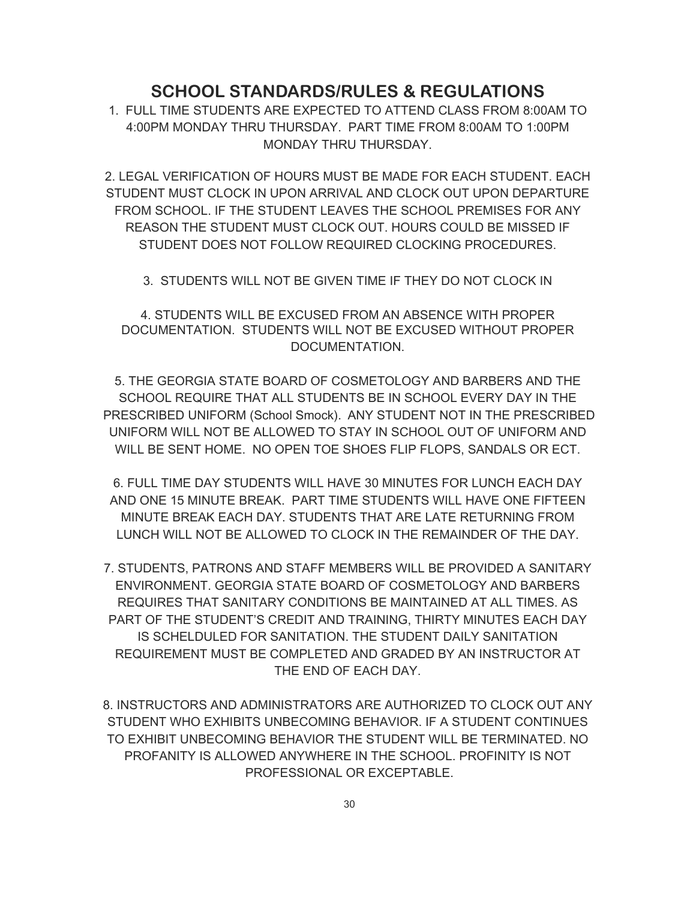## SCHOOL STANDARDS/RULES & REGULATIONS

1. FULL TIME STUDENTS ARE EXPECTED TO ATTEND CLASS FROM 8:00AM TO 4:00PM MONDAY THRU THURSDAY. PART TIME FROM 8:00AM TO 1:00PM MONDAY THRU THURSDAY.

2. LEGAL VERIFICATION OF HOURS MUST BE MADE FOR EACH STUDENT. EACH STUDENT MUST CLOCK IN UPON ARRIVAL AND CLOCK OUT UPON DEPARTURE FROM SCHOOL. IF THE STUDENT LEAVES THE SCHOOL PREMISES FOR ANY REASON THE STUDENT MUST CLOCK OUT. HOURS COULD BE MISSED IF STUDENT DOES NOT FOLLOW REQUIRED CLOCKING PROCEDURES.

3. STUDENTS WILL NOT BE GIVEN TIME IF THEY DO NOT CLOCK IN

4. STUDENTS WILL BE EXCUSED FROM AN ABSENCE WITH PROPER DOCUMENTATION. STUDENTS WILL NOT BE EXCUSED WITHOUT PROPER DOCUMENTATION.

5. THE GEORGIA STATE BOARD OF COSMETOLOGY AND BARBERS AND THE SCHOOL REQUIRE THAT ALL STUDENTS BE IN SCHOOL EVERY DAY IN THE PRESCRIBED UNIFORM (School Smock). ANY STUDENT NOT IN THE PRESCRIBED UNIFORM WILL NOT BE ALLOWED TO STAY IN SCHOOL OUT OF UNIFORM AND WILL BE SENT HOME. NO OPEN TOE SHOES FLIP FLOPS, SANDALS OR ECT.

6. FULL TIME DAY STUDENTS WILL HAVE 30 MINUTES FOR LUNCH EACH DAY AND ONE 15 MINUTE BREAK. PART TIME STUDENTS WILL HAVE ONE FIFTEEN MINUTE BREAK EACH DAY. STUDENTS THAT ARE LATE RETURNING FROM LUNCH WILL NOT BE ALLOWED TO CLOCK IN THE REMAINDER OF THE DAY.

7. STUDENTS, PATRONS AND STAFF MEMBERS WILL BE PROVIDED A SANITARY ENVIRONMENT. GEORGIA STATE BOARD OF COSMETOLOGY AND BARBERS REQUIRES THAT SANITARY CONDITIONS BE MAINTAINED AT ALL TIMES. AS PART OF THE STUDENT'S CREDIT AND TRAINING, THIRTY MINUTES EACH DAY IS SCHELDULED FOR SANITATION. THE STUDENT DAILY SANITATION REQUIREMENT MUST BE COMPLETED AND GRADED BY AN INSTRUCTOR AT THE END OF EACH DAY.

8. INSTRUCTORS AND ADMINISTRATORS ARE AUTHORIZED TO CLOCK OUT ANY STUDENT WHO EXHIBITS UNBECOMING BEHAVIOR. IF A STUDENT CONTINUES TO EXHIBIT UNBECOMING BEHAVIOR THE STUDENT WILL BE TERMINATED. NO PROFANITY IS ALLOWED ANYWHERE IN THE SCHOOL. PROFINITY IS NOT PROFESSIONAL OR EXCEPTABLE.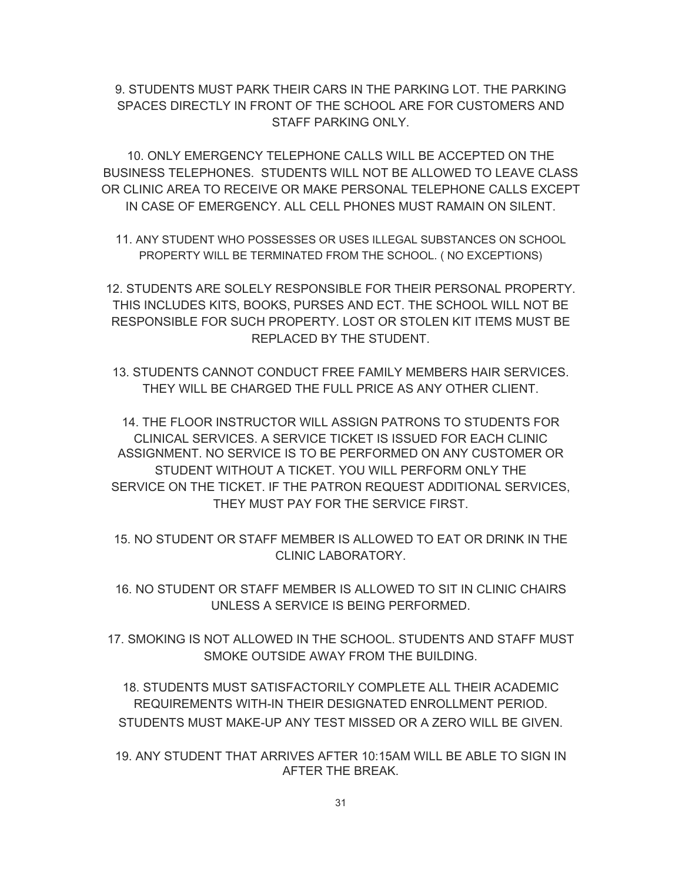9. STUDENTS MUST PARK THEIR CARS IN THE PARKING LOT. THE PARKING SPACES DIRECTLY IN FRONT OF THE SCHOOL ARE FOR CUSTOMERS AND STAFF PARKING ONLY.

10. ONLY EMERGENCY TELEPHONE CALLS WILL BE ACCEPTED ON THE BUSINESS TELEPHONES. STUDENTS WILL NOT BE ALLOWED TO LEAVE CLASS OR CLINIC AREA TO RECEIVE OR MAKE PERSONAL TELEPHONE CALLS EXCEPT IN CASE OF EMERGENCY. ALL CELL PHONES MUST RAMAIN ON SILENT.

11. ANY STUDENT WHO POSSESSES OR USES ILLEGAL SUBSTANCES ON SCHOOL PROPERTY WILL BE TERMINATED FROM THE SCHOOL. ( NO EXCEPTIONS)

12. STUDENTS ARE SOLELY RESPONSIBLE FOR THEIR PERSONAL PROPERTY. THIS INCLUDES KITS, BOOKS, PURSES AND ECT. THE SCHOOL WILL NOT BE RESPONSIBLE FOR SUCH PROPERTY. LOST OR STOLEN KIT ITEMS MUST BE REPLACED BY THE STUDENT.

13. STUDENTS CANNOT CONDUCT FREE FAMILY MEMBERS HAIR SERVICES. THEY WILL BE CHARGED THE FULL PRICE AS ANY OTHER CLIENT.

14. THE FLOOR INSTRUCTOR WILL ASSIGN PATRONS TO STUDENTS FOR CLINICAL SERVICES. A SERVICE TICKET IS ISSUED FOR EACH CLINIC ASSIGNMENT. NO SERVICE IS TO BE PERFORMED ON ANY CUSTOMER OR STUDENT WITHOUT A TICKET. YOU WILL PERFORM ONLY THE SERVICE ON THE TICKET. IF THE PATRON REQUEST ADDITIONAL SERVICES, THEY MUST PAY FOR THE SERVICE FIRST.

15. NO STUDENT OR STAFF MEMBER IS ALLOWED TO EAT OR DRINK IN THE CLINIC LABORATORY.

16. NO STUDENT OR STAFF MEMBER IS ALLOWED TO SIT IN CLINIC CHAIRS UNLESS A SERVICE IS BEING PERFORMED.

17. SMOKING IS NOT ALLOWED IN THE SCHOOL. STUDENTS AND STAFF MUST SMOKE OUTSIDE AWAY FROM THE BUILDING.

18. STUDENTS MUST SATISFACTORILY COMPLETE ALL THEIR ACADEMIC REQUIREMENTS WITH-IN THEIR DESIGNATED ENROLLMENT PERIOD. STUDENTS MUST MAKE-UP ANY TEST MISSED OR A ZERO WILL BE GIVEN.

19. ANY STUDENT THAT ARRIVES AFTER 10:15AM WILL BE ABLE TO SIGN IN AFTER THE BREAK.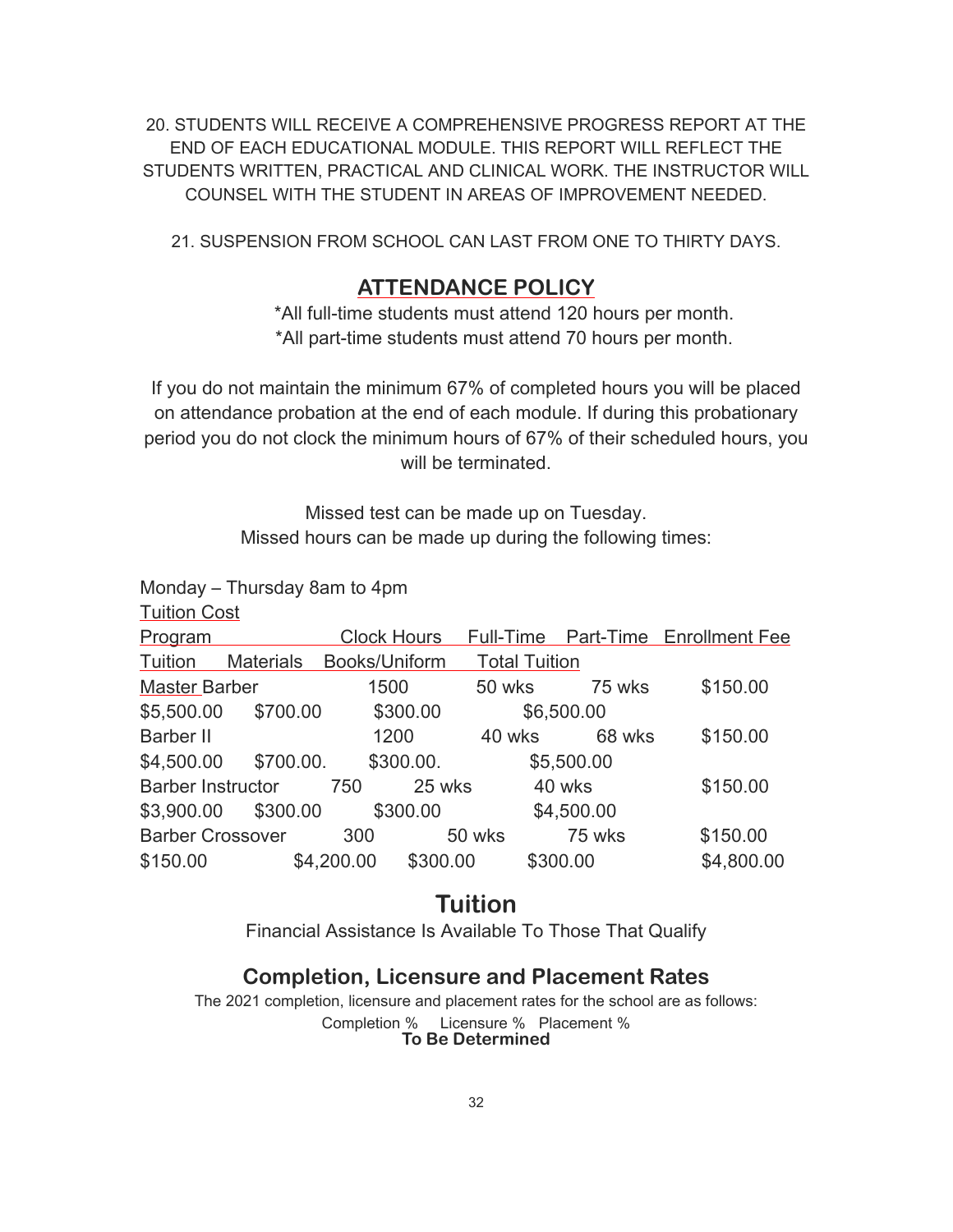20. STUDENTS WILL RECEIVE A COMPREHENSIVE PROGRESS REPORT AT THE END OF EACH EDUCATIONAL MODULE. THIS REPORT WILL REFLECT THE STUDENTS WRITTEN, PRACTICAL AND CLINICAL WORK. THE INSTRUCTOR WILL COUNSEL WITH THE STUDENT IN AREAS OF IMPROVEMENT NEEDED.

21. SUSPENSION FROM SCHOOL CAN LAST FROM ONE TO THIRTY DAYS.

## ATTENDANCE POLICY

*All full-time students must attend 120 hours per month.
*All part-time students must attend 70 hours per month.

If you do not maintain the minimum 67% of completed hours you will be placed on attendance probation at the end of each module. If during this probationary period you do not clock the minimum hours of 67% of their scheduled hours, you will be terminated.

Missed test can be made up on Tuesday.
Missed hours can be made up during the following times:

Monday – Thursday 8am to 4pm

Tuition Cost

| Program | Clock Hours | Full-Time | Part-Time | Enrollment Fee |
|---|---|---|---|---|
| Tuition / Materials | Books/Uniform | Total Tuition | | |
| Master Barber | 1500 | 50 wks | 75 wks | $150.00 |
| $5,500.00 / $700.00 | $300.00 | $6,500.00 | | |
| Barber II | 1200 | 40 wks | 68 wks | $150.00 |
| $4,500.00 / $700.00. | $300.00. | $5,500.00 | | |
| Barber Instructor | 750 | 25 wks | 40 wks | $150.00 |
| $3,900.00 / $300.00 | $300.00 | $4,500.00 | | |
| Barber Crossover | 300 | 50 wks | 75 wks | $150.00 |
| $150.00 / $4,200.00 | $300.00 | $300.00 | | $4,800.00 |

## Tuition

Financial Assistance Is Available To Those That Qualify

## Completion, Licensure and Placement Rates

The 2021 completion, licensure and placement rates for the school are as follows:

Completion % Licensure % Placement %
**To Be Determined**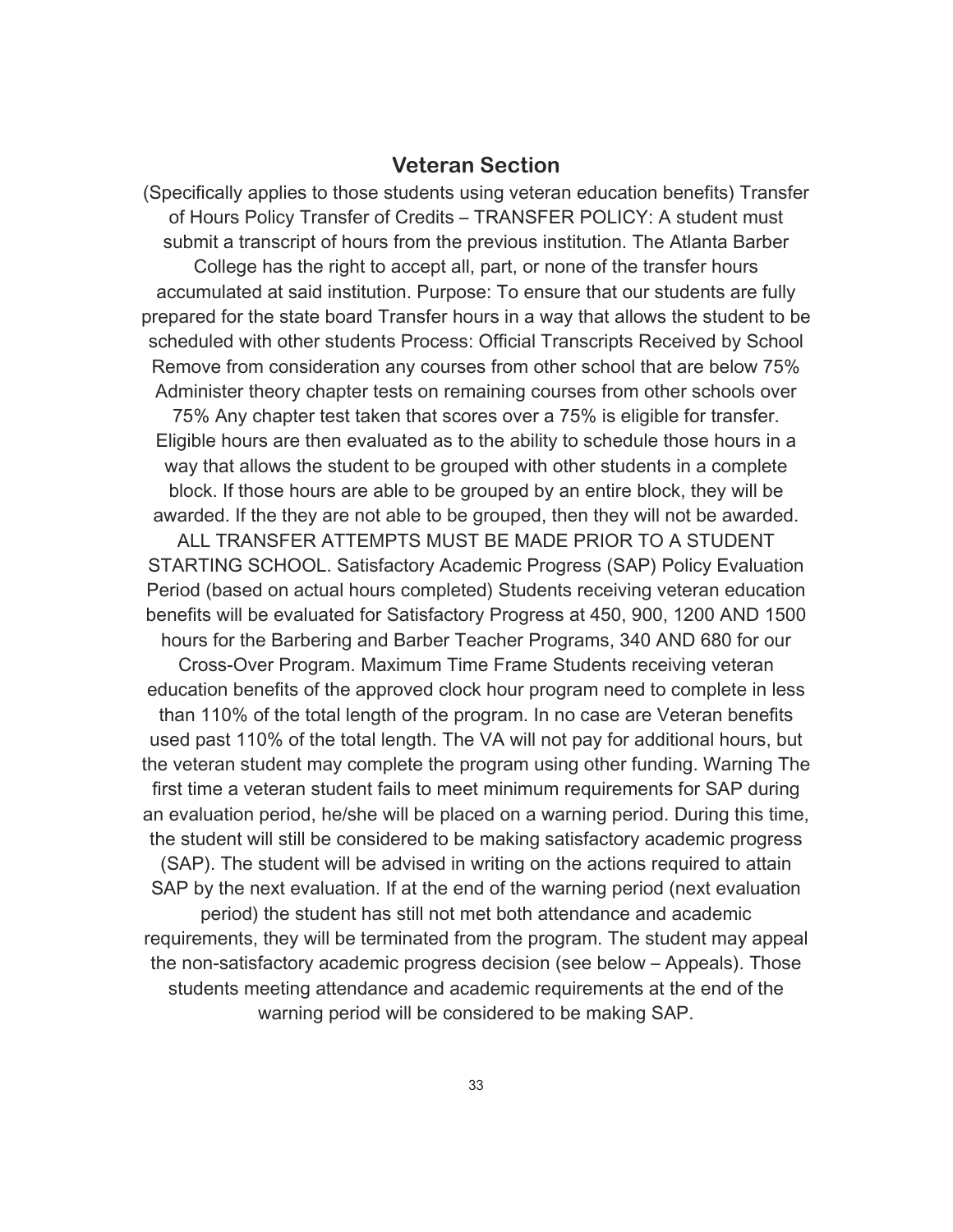## Veteran Section

(Specifically applies to those students using veteran education benefits) Transfer of Hours Policy Transfer of Credits – TRANSFER POLICY: A student must submit a transcript of hours from the previous institution. The Atlanta Barber College has the right to accept all, part, or none of the transfer hours accumulated at said institution. Purpose: To ensure that our students are fully prepared for the state board Transfer hours in a way that allows the student to be scheduled with other students Process: Official Transcripts Received by School Remove from consideration any courses from other school that are below 75% Administer theory chapter tests on remaining courses from other schools over 75% Any chapter test taken that scores over a 75% is eligible for transfer. Eligible hours are then evaluated as to the ability to schedule those hours in a way that allows the student to be grouped with other students in a complete block. If those hours are able to be grouped by an entire block, they will be awarded. If the they are not able to be grouped, then they will not be awarded. ALL TRANSFER ATTEMPTS MUST BE MADE PRIOR TO A STUDENT STARTING SCHOOL. Satisfactory Academic Progress (SAP) Policy Evaluation Period (based on actual hours completed) Students receiving veteran education benefits will be evaluated for Satisfactory Progress at 450, 900, 1200 AND 1500 hours for the Barbering and Barber Teacher Programs, 340 AND 680 for our Cross-Over Program. Maximum Time Frame Students receiving veteran education benefits of the approved clock hour program need to complete in less than 110% of the total length of the program. In no case are Veteran benefits used past 110% of the total length. The VA will not pay for additional hours, but the veteran student may complete the program using other funding. Warning The first time a veteran student fails to meet minimum requirements for SAP during an evaluation period, he/she will be placed on a warning period. During this time, the student will still be considered to be making satisfactory academic progress (SAP). The student will be advised in writing on the actions required to attain SAP by the next evaluation. If at the end of the warning period (next evaluation period) the student has still not met both attendance and academic requirements, they will be terminated from the program. The student may appeal the non-satisfactory academic progress decision (see below – Appeals). Those students meeting attendance and academic requirements at the end of the warning period will be considered to be making SAP.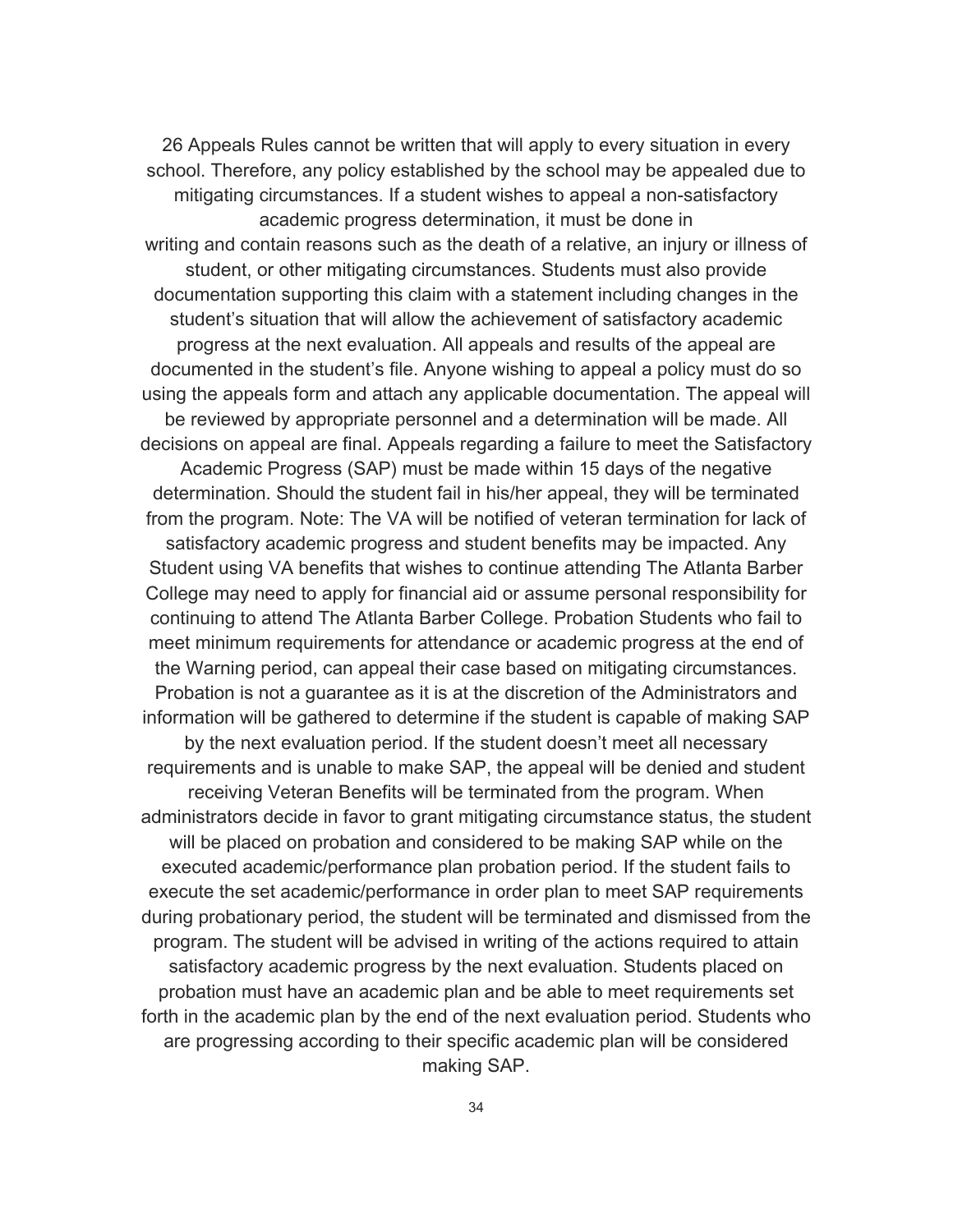26 Appeals Rules cannot be written that will apply to every situation in every school. Therefore, any policy established by the school may be appealed due to mitigating circumstances. If a student wishes to appeal a non-satisfactory academic progress determination, it must be done in writing and contain reasons such as the death of a relative, an injury or illness of student, or other mitigating circumstances. Students must also provide documentation supporting this claim with a statement including changes in the student's situation that will allow the achievement of satisfactory academic progress at the next evaluation. All appeals and results of the appeal are documented in the student's file. Anyone wishing to appeal a policy must do so using the appeals form and attach any applicable documentation. The appeal will be reviewed by appropriate personnel and a determination will be made. All decisions on appeal are final. Appeals regarding a failure to meet the Satisfactory Academic Progress (SAP) must be made within 15 days of the negative determination. Should the student fail in his/her appeal, they will be terminated from the program. Note: The VA will be notified of veteran termination for lack of satisfactory academic progress and student benefits may be impacted. Any Student using VA benefits that wishes to continue attending The Atlanta Barber College may need to apply for financial aid or assume personal responsibility for continuing to attend The Atlanta Barber College. Probation Students who fail to meet minimum requirements for attendance or academic progress at the end of the Warning period, can appeal their case based on mitigating circumstances. Probation is not a guarantee as it is at the discretion of the Administrators and information will be gathered to determine if the student is capable of making SAP by the next evaluation period. If the student doesn't meet all necessary requirements and is unable to make SAP, the appeal will be denied and student receiving Veteran Benefits will be terminated from the program. When administrators decide in favor to grant mitigating circumstance status, the student will be placed on probation and considered to be making SAP while on the executed academic/performance plan probation period. If the student fails to execute the set academic/performance in order plan to meet SAP requirements during probationary period, the student will be terminated and dismissed from the program. The student will be advised in writing of the actions required to attain satisfactory academic progress by the next evaluation. Students placed on probation must have an academic plan and be able to meet requirements set forth in the academic plan by the end of the next evaluation period. Students who are progressing according to their specific academic plan will be considered making SAP.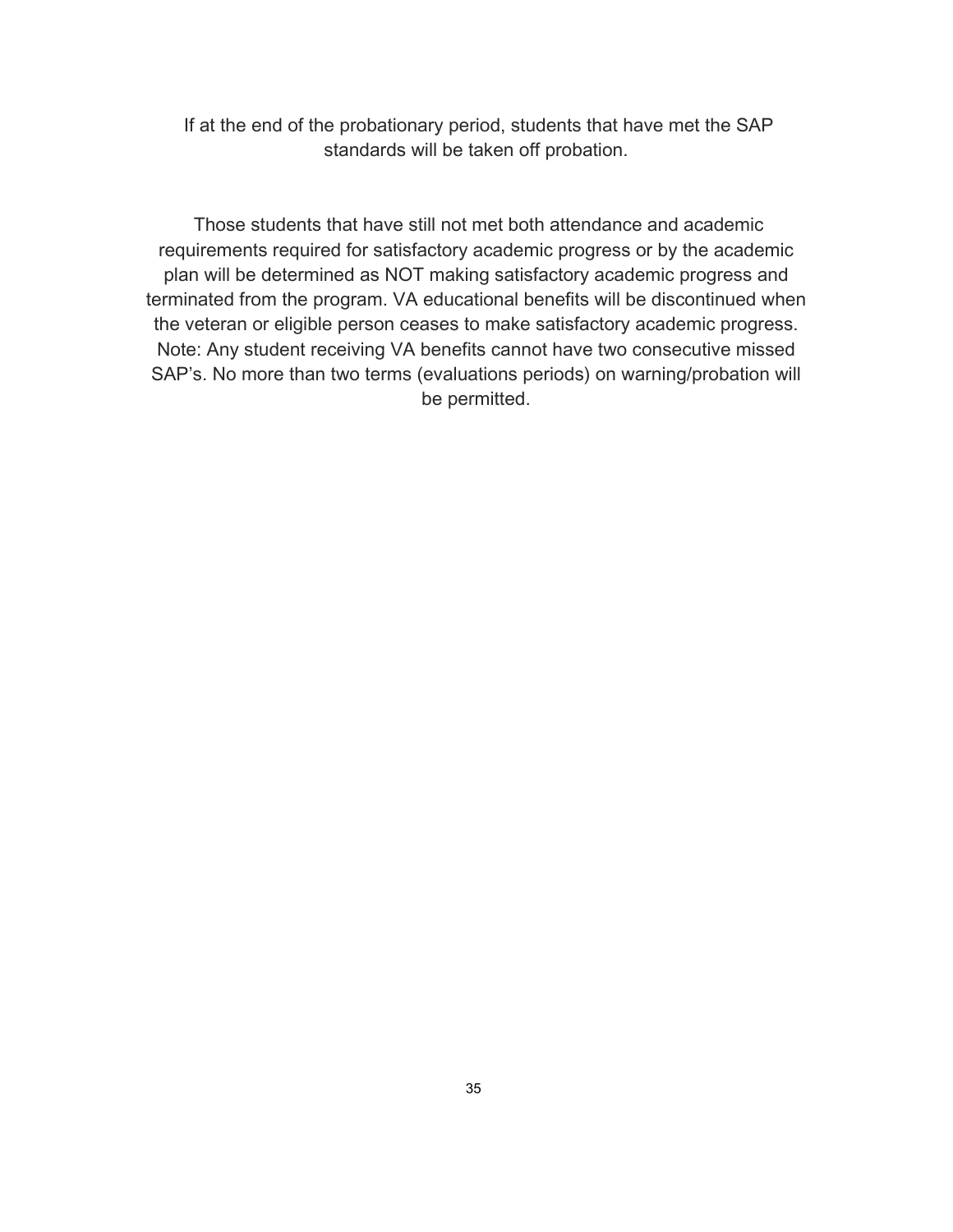If at the end of the probationary period, students that have met the SAP standards will be taken off probation.

Those students that have still not met both attendance and academic requirements required for satisfactory academic progress or by the academic plan will be determined as NOT making satisfactory academic progress and terminated from the program. VA educational benefits will be discontinued when the veteran or eligible person ceases to make satisfactory academic progress. Note: Any student receiving VA benefits cannot have two consecutive missed SAP's. No more than two terms (evaluations periods) on warning/probation will be permitted.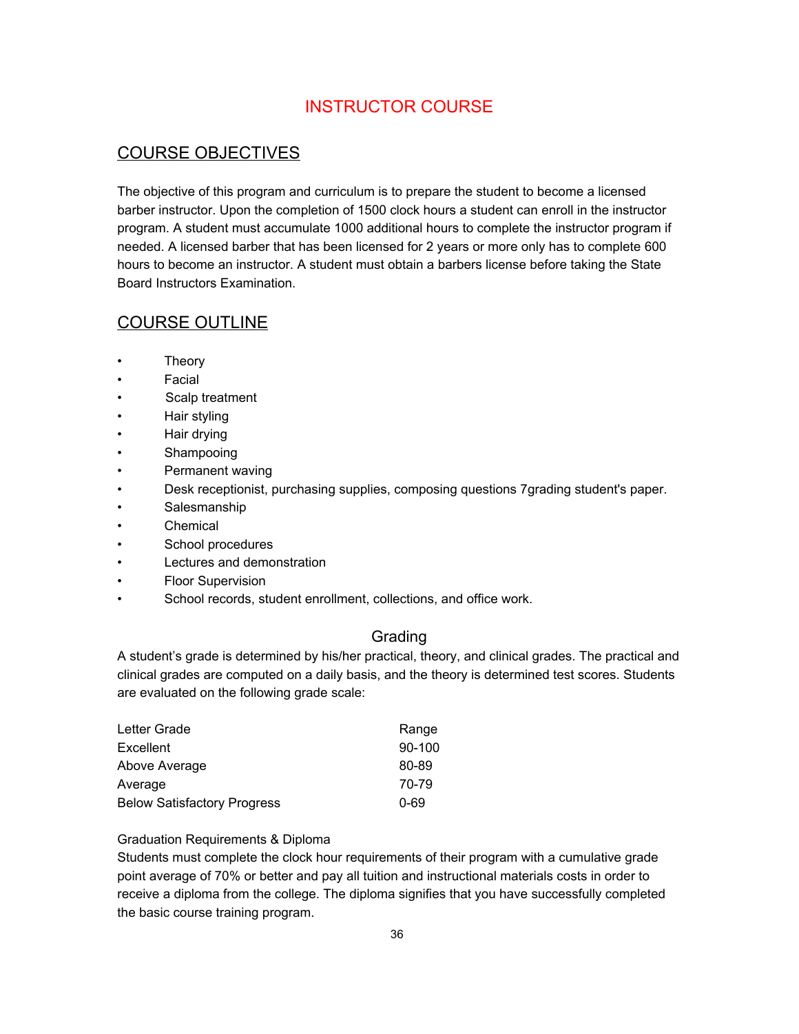# INSTRUCTOR COURSE

## COURSE OBJECTIVES

The objective of this program and curriculum is to prepare the student to become a licensed barber instructor. Upon the completion of 1500 clock hours a student can enroll in the instructor program. A student must accumulate 1000 additional hours to complete the instructor program if needed. A licensed barber that has been licensed for 2 years or more only has to complete 600 hours to become an instructor. A student must obtain a barbers license before taking the State Board Instructors Examination.

## COURSE OUTLINE

- Theory
- Facial
- Scalp treatment
- Hair styling
- Hair drying
- Shampooing
- Permanent waving
- Desk receptionist, purchasing supplies, composing questions 7grading student's paper.
- Salesmanship
- Chemical
- School procedures
- Lectures and demonstration
- Floor Supervision
- School records, student enrollment, collections, and office work.

### Grading

A student's grade is determined by his/her practical, theory, and clinical grades. The practical and clinical grades are computed on a daily basis, and the theory is determined test scores. Students are evaluated on the following grade scale:

| Letter Grade | Range |
|---|---|
| Excellent | 90-100 |
| Above Average | 80-89 |
| Average | 70-79 |
| Below Satisfactory Progress | 0-69 |

Graduation Requirements & Diploma

Students must complete the clock hour requirements of their program with a cumulative grade point average of 70% or better and pay all tuition and instructional materials costs in order to receive a diploma from the college. The diploma signifies that you have successfully completed the basic course training program.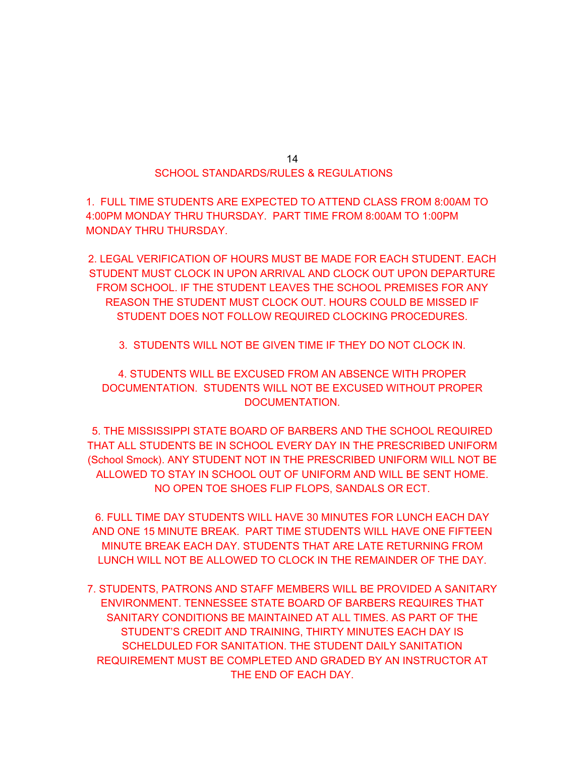## SCHOOL STANDARDS/RULES & REGULATIONS

1. FULL TIME STUDENTS ARE EXPECTED TO ATTEND CLASS FROM 8:00AM TO 4:00PM MONDAY THRU THURSDAY. PART TIME FROM 8:00AM TO 1:00PM MONDAY THRU THURSDAY.

2. LEGAL VERIFICATION OF HOURS MUST BE MADE FOR EACH STUDENT. EACH STUDENT MUST CLOCK IN UPON ARRIVAL AND CLOCK OUT UPON DEPARTURE FROM SCHOOL. IF THE STUDENT LEAVES THE SCHOOL PREMISES FOR ANY REASON THE STUDENT MUST CLOCK OUT. HOURS COULD BE MISSED IF STUDENT DOES NOT FOLLOW REQUIRED CLOCKING PROCEDURES.

3. STUDENTS WILL NOT BE GIVEN TIME IF THEY DO NOT CLOCK IN.

4. STUDENTS WILL BE EXCUSED FROM AN ABSENCE WITH PROPER DOCUMENTATION. STUDENTS WILL NOT BE EXCUSED WITHOUT PROPER DOCUMENTATION.

5. THE MISSISSIPPI STATE BOARD OF BARBERS AND THE SCHOOL REQUIRED THAT ALL STUDENTS BE IN SCHOOL EVERY DAY IN THE PRESCRIBED UNIFORM (School Smock). ANY STUDENT NOT IN THE PRESCRIBED UNIFORM WILL NOT BE ALLOWED TO STAY IN SCHOOL OUT OF UNIFORM AND WILL BE SENT HOME. NO OPEN TOE SHOES FLIP FLOPS, SANDALS OR ECT.

6. FULL TIME DAY STUDENTS WILL HAVE 30 MINUTES FOR LUNCH EACH DAY AND ONE 15 MINUTE BREAK. PART TIME STUDENTS WILL HAVE ONE FIFTEEN MINUTE BREAK EACH DAY. STUDENTS THAT ARE LATE RETURNING FROM LUNCH WILL NOT BE ALLOWED TO CLOCK IN THE REMAINDER OF THE DAY.

7. STUDENTS, PATRONS AND STAFF MEMBERS WILL BE PROVIDED A SANITARY ENVIRONMENT. TENNESSEE STATE BOARD OF BARBERS REQUIRES THAT SANITARY CONDITIONS BE MAINTAINED AT ALL TIMES. AS PART OF THE STUDENT'S CREDIT AND TRAINING, THIRTY MINUTES EACH DAY IS SCHELDULED FOR SANITATION. THE STUDENT DAILY SANITATION REQUIREMENT MUST BE COMPLETED AND GRADED BY AN INSTRUCTOR AT THE END OF EACH DAY.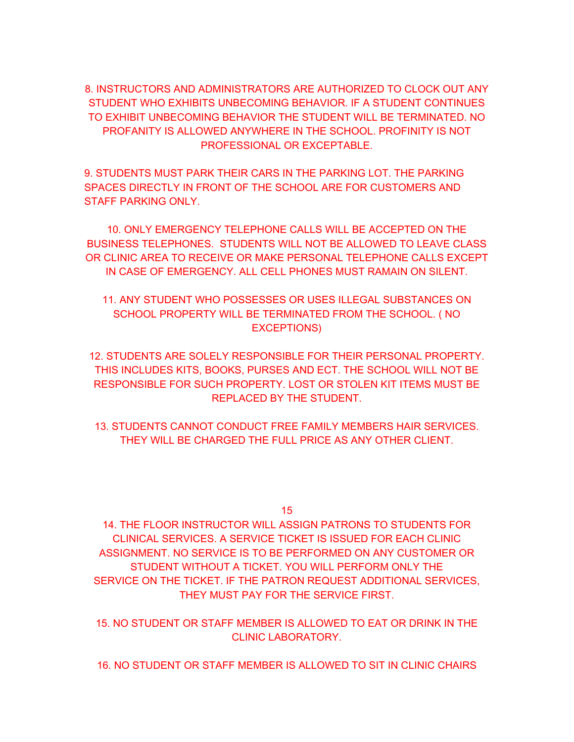8. INSTRUCTORS AND ADMINISTRATORS ARE AUTHORIZED TO CLOCK OUT ANY STUDENT WHO EXHIBITS UNBECOMING BEHAVIOR. IF A STUDENT CONTINUES TO EXHIBIT UNBECOMING BEHAVIOR THE STUDENT WILL BE TERMINATED. NO PROFANITY IS ALLOWED ANYWHERE IN THE SCHOOL. PROFINITY IS NOT PROFESSIONAL OR EXCEPTABLE.

9. STUDENTS MUST PARK THEIR CARS IN THE PARKING LOT. THE PARKING SPACES DIRECTLY IN FRONT OF THE SCHOOL ARE FOR CUSTOMERS AND STAFF PARKING ONLY.

10. ONLY EMERGENCY TELEPHONE CALLS WILL BE ACCEPTED ON THE BUSINESS TELEPHONES. STUDENTS WILL NOT BE ALLOWED TO LEAVE CLASS OR CLINIC AREA TO RECEIVE OR MAKE PERSONAL TELEPHONE CALLS EXCEPT IN CASE OF EMERGENCY. ALL CELL PHONES MUST RAMAIN ON SILENT.

11. ANY STUDENT WHO POSSESSES OR USES ILLEGAL SUBSTANCES ON SCHOOL PROPERTY WILL BE TERMINATED FROM THE SCHOOL. ( NO EXCEPTIONS)

12. STUDENTS ARE SOLELY RESPONSIBLE FOR THEIR PERSONAL PROPERTY. THIS INCLUDES KITS, BOOKS, PURSES AND ECT. THE SCHOOL WILL NOT BE RESPONSIBLE FOR SUCH PROPERTY. LOST OR STOLEN KIT ITEMS MUST BE REPLACED BY THE STUDENT.

13. STUDENTS CANNOT CONDUCT FREE FAMILY MEMBERS HAIR SERVICES. THEY WILL BE CHARGED THE FULL PRICE AS ANY OTHER CLIENT.

14. THE FLOOR INSTRUCTOR WILL ASSIGN PATRONS TO STUDENTS FOR CLINICAL SERVICES. A SERVICE TICKET IS ISSUED FOR EACH CLINIC ASSIGNMENT. NO SERVICE IS TO BE PERFORMED ON ANY CUSTOMER OR STUDENT WITHOUT A TICKET. YOU WILL PERFORM ONLY THE SERVICE ON THE TICKET. IF THE PATRON REQUEST ADDITIONAL SERVICES, THEY MUST PAY FOR THE SERVICE FIRST.

15. NO STUDENT OR STAFF MEMBER IS ALLOWED TO EAT OR DRINK IN THE CLINIC LABORATORY.

16. NO STUDENT OR STAFF MEMBER IS ALLOWED TO SIT IN CLINIC CHAIRS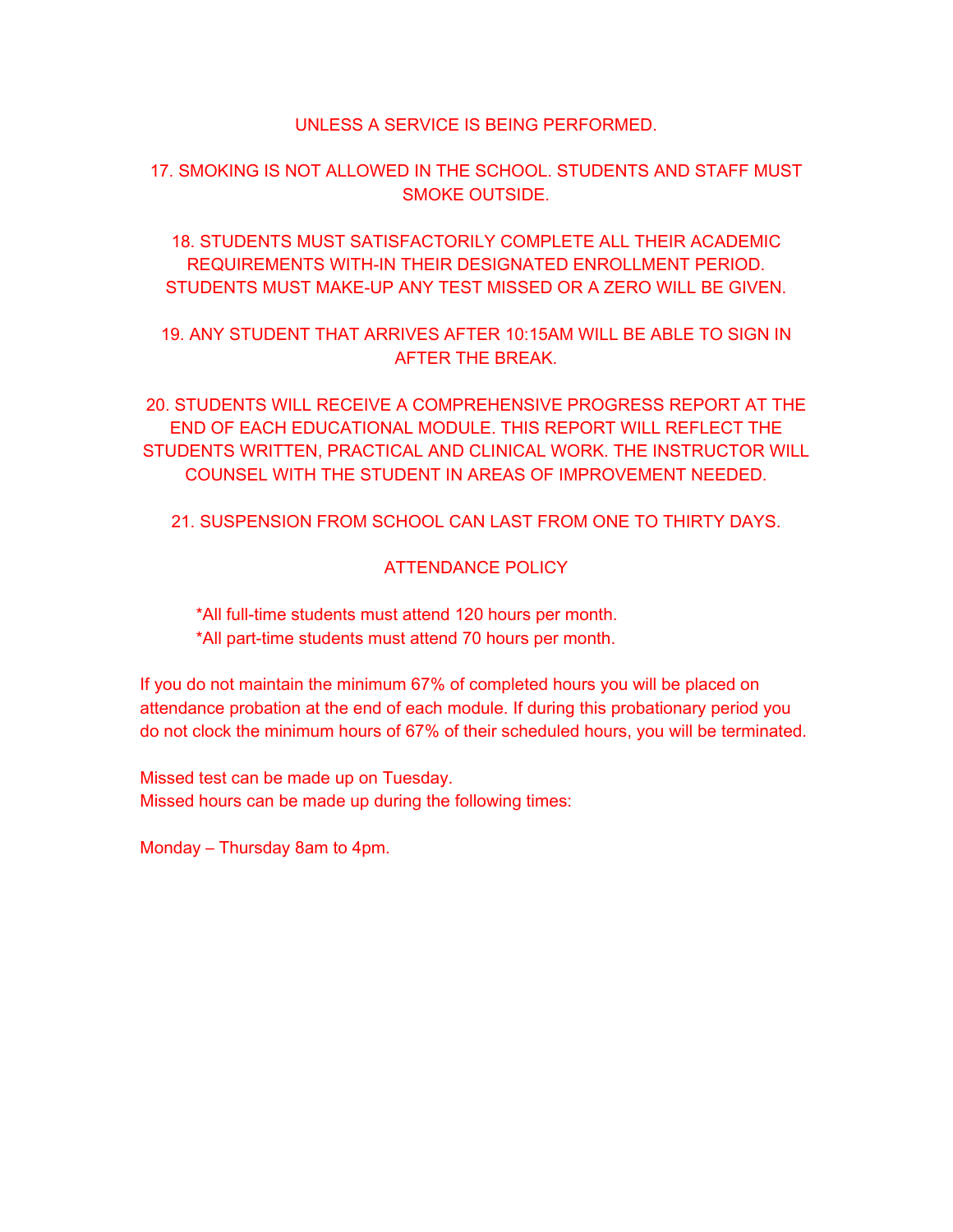UNLESS A SERVICE IS BEING PERFORMED.

17. SMOKING IS NOT ALLOWED IN THE SCHOOL. STUDENTS AND STAFF MUST SMOKE OUTSIDE.

18. STUDENTS MUST SATISFACTORILY COMPLETE ALL THEIR ACADEMIC REQUIREMENTS WITH-IN THEIR DESIGNATED ENROLLMENT PERIOD. STUDENTS MUST MAKE-UP ANY TEST MISSED OR A ZERO WILL BE GIVEN.

19. ANY STUDENT THAT ARRIVES AFTER 10:15AM WILL BE ABLE TO SIGN IN AFTER THE BREAK.

20. STUDENTS WILL RECEIVE A COMPREHENSIVE PROGRESS REPORT AT THE END OF EACH EDUCATIONAL MODULE. THIS REPORT WILL REFLECT THE STUDENTS WRITTEN, PRACTICAL AND CLINICAL WORK. THE INSTRUCTOR WILL COUNSEL WITH THE STUDENT IN AREAS OF IMPROVEMENT NEEDED.

21. SUSPENSION FROM SCHOOL CAN LAST FROM ONE TO THIRTY DAYS.

## ATTENDANCE POLICY

*All full-time students must attend 120 hours per month.
*All part-time students must attend 70 hours per month.

If you do not maintain the minimum 67% of completed hours you will be placed on attendance probation at the end of each module. If during this probationary period you do not clock the minimum hours of 67% of their scheduled hours, you will be terminated.

Missed test can be made up on Tuesday.
Missed hours can be made up during the following times:

Monday – Thursday 8am to 4pm.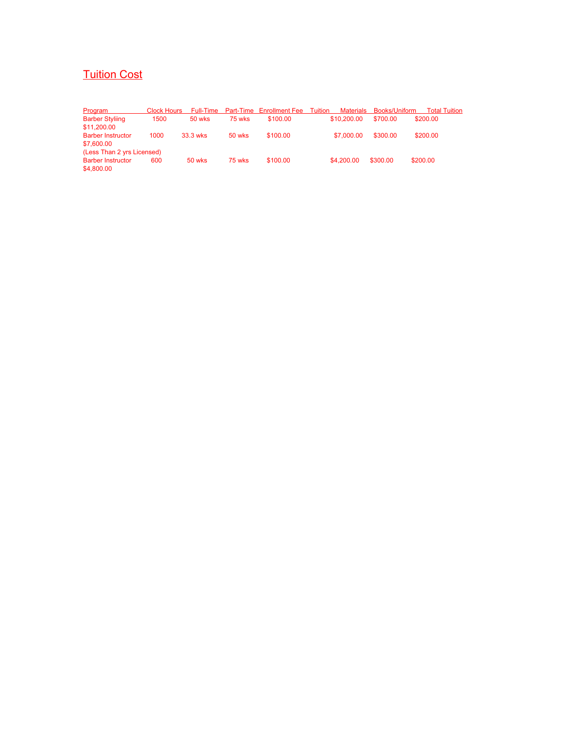## Tuition Cost

| Program | Clock Hours | Full-Time | Part-Time | Enrollment Fee | Tuition | Materials | Books/Uniform | Total Tuition |
|---|---|---|---|---|---|---|---|---|
| Barber Styliing | 1500 | 50 wks | 75 wks | $100.00 | $10,200.00 | $700.00 | $200.00 | $11,200.00 |
| Barber Instructor (Less Than 2 yrs Licensed) | 1000 | 33.3 wks | 50 wks | $100.00 | $7,000.00 | $300.00 | $200.00 | $7,600.00 |
| Barber Instructor | 600 | 50 wks | 75 wks | $100.00 | $4,200.00 | $300.00 | $200.00 | $4,800.00 |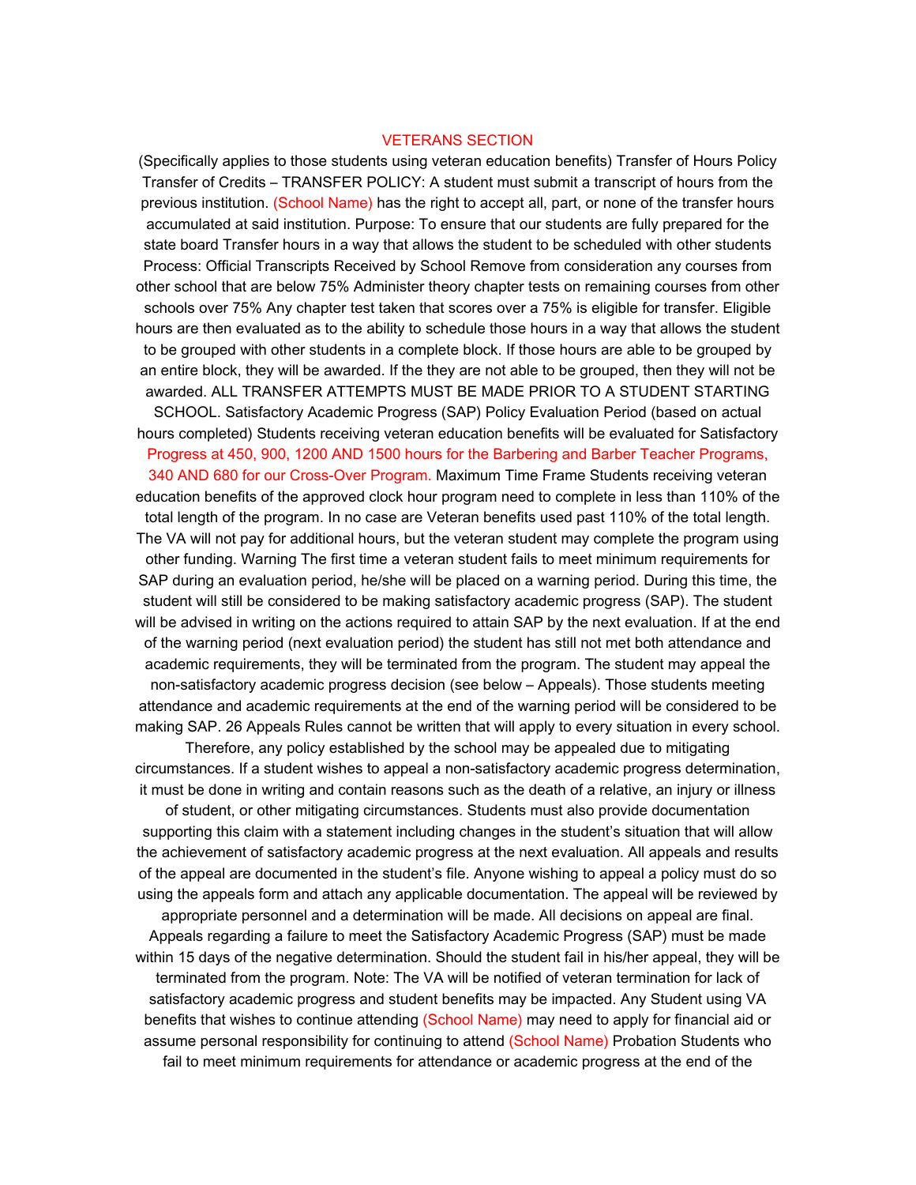# VETERANS SECTION

(Specifically applies to those students using veteran education benefits) Transfer of Hours Policy Transfer of Credits – TRANSFER POLICY: A student must submit a transcript of hours from the previous institution. (School Name) has the right to accept all, part, or none of the transfer hours accumulated at said institution. Purpose: To ensure that our students are fully prepared for the state board Transfer hours in a way that allows the student to be scheduled with other students Process: Official Transcripts Received by School Remove from consideration any courses from other school that are below 75% Administer theory chapter tests on remaining courses from other schools over 75% Any chapter test taken that scores over a 75% is eligible for transfer. Eligible hours are then evaluated as to the ability to schedule those hours in a way that allows the student to be grouped with other students in a complete block. If those hours are able to be grouped by an entire block, they will be awarded. If the they are not able to be grouped, then they will not be awarded. ALL TRANSFER ATTEMPTS MUST BE MADE PRIOR TO A STUDENT STARTING SCHOOL. Satisfactory Academic Progress (SAP) Policy Evaluation Period (based on actual hours completed) Students receiving veteran education benefits will be evaluated for Satisfactory Progress at 450, 900, 1200 AND 1500 hours for the Barbering and Barber Teacher Programs, 340 AND 680 for our Cross-Over Program. Maximum Time Frame Students receiving veteran education benefits of the approved clock hour program need to complete in less than 110% of the total length of the program. In no case are Veteran benefits used past 110% of the total length. The VA will not pay for additional hours, but the veteran student may complete the program using other funding. Warning The first time a veteran student fails to meet minimum requirements for SAP during an evaluation period, he/she will be placed on a warning period. During this time, the student will still be considered to be making satisfactory academic progress (SAP). The student will be advised in writing on the actions required to attain SAP by the next evaluation. If at the end of the warning period (next evaluation period) the student has still not met both attendance and academic requirements, they will be terminated from the program. The student may appeal the non-satisfactory academic progress decision (see below – Appeals). Those students meeting attendance and academic requirements at the end of the warning period will be considered to be making SAP. 26 Appeals Rules cannot be written that will apply to every situation in every school. Therefore, any policy established by the school may be appealed due to mitigating circumstances. If a student wishes to appeal a non-satisfactory academic progress determination, it must be done in writing and contain reasons such as the death of a relative, an injury or illness of student, or other mitigating circumstances. Students must also provide documentation supporting this claim with a statement including changes in the student's situation that will allow the achievement of satisfactory academic progress at the next evaluation. All appeals and results of the appeal are documented in the student's file. Anyone wishing to appeal a policy must do so using the appeals form and attach any applicable documentation. The appeal will be reviewed by appropriate personnel and a determination will be made. All decisions on appeal are final. Appeals regarding a failure to meet the Satisfactory Academic Progress (SAP) must be made within 15 days of the negative determination. Should the student fail in his/her appeal, they will be terminated from the program. Note: The VA will be notified of veteran termination for lack of satisfactory academic progress and student benefits may be impacted. Any Student using VA benefits that wishes to continue attending (School Name) may need to apply for financial aid or assume personal responsibility for continuing to attend (School Name) Probation Students who fail to meet minimum requirements for attendance or academic progress at the end of the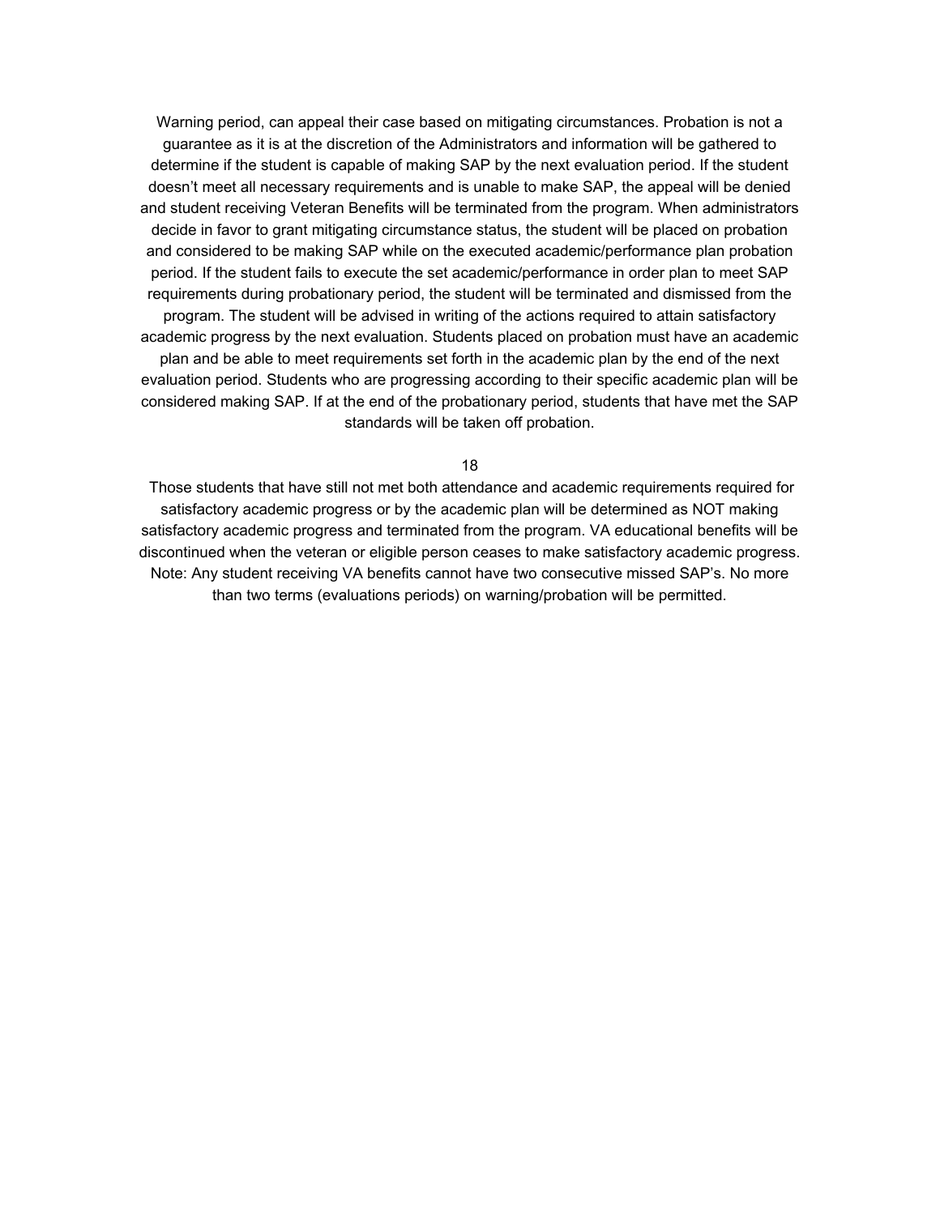Warning period, can appeal their case based on mitigating circumstances. Probation is not a guarantee as it is at the discretion of the Administrators and information will be gathered to determine if the student is capable of making SAP by the next evaluation period. If the student doesn't meet all necessary requirements and is unable to make SAP, the appeal will be denied and student receiving Veteran Benefits will be terminated from the program. When administrators decide in favor to grant mitigating circumstance status, the student will be placed on probation and considered to be making SAP while on the executed academic/performance plan probation period. If the student fails to execute the set academic/performance in order plan to meet SAP requirements during probationary period, the student will be terminated and dismissed from the program. The student will be advised in writing of the actions required to attain satisfactory academic progress by the next evaluation. Students placed on probation must have an academic plan and be able to meet requirements set forth in the academic plan by the end of the next evaluation period. Students who are progressing according to their specific academic plan will be considered making SAP. If at the end of the probationary period, students that have met the SAP standards will be taken off probation.

Those students that have still not met both attendance and academic requirements required for satisfactory academic progress or by the academic plan will be determined as NOT making satisfactory academic progress and terminated from the program. VA educational benefits will be discontinued when the veteran or eligible person ceases to make satisfactory academic progress. Note: Any student receiving VA benefits cannot have two consecutive missed SAP's. No more than two terms (evaluations periods) on warning/probation will be permitted.